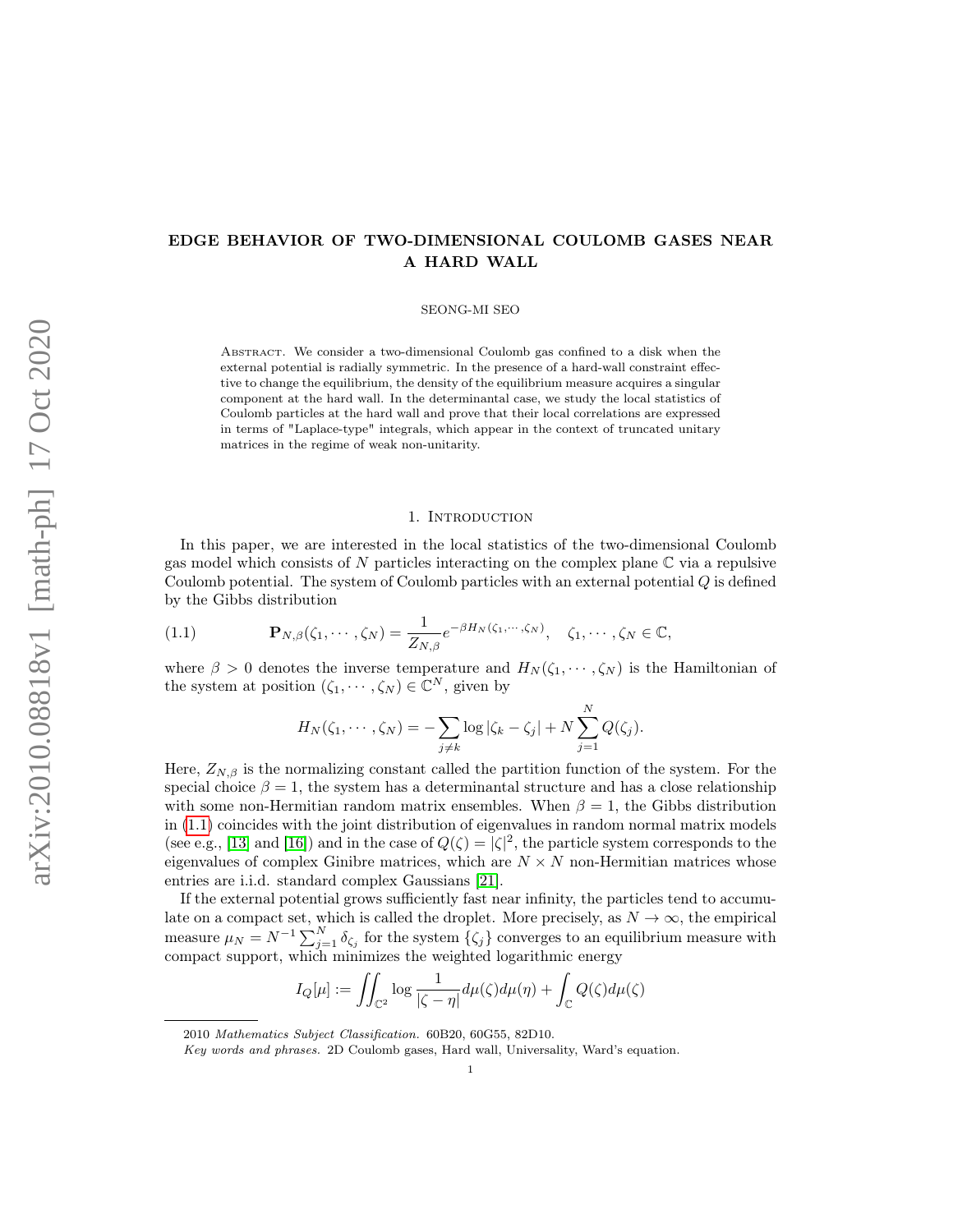# EDGE BEHAVIOR OF TWO-DIMENSIONAL COULOMB GASES NEAR A HARD WALL

SEONG-MI SEO

Abstract. We consider a two-dimensional Coulomb gas confined to a disk when the external potential is radially symmetric. In the presence of a hard-wall constraint effective to change the equilibrium, the density of the equilibrium measure acquires a singular component at the hard wall. In the determinantal case, we study the local statistics of Coulomb particles at the hard wall and prove that their local correlations are expressed in terms of "Laplace-type" integrals, which appear in the context of truncated unitary matrices in the regime of weak non-unitarity.

## 1. Introduction

In this paper, we are interested in the local statistics of the two-dimensional Coulomb gas model which consists of $N$ particles interacting on the complex plane $\mathbb{C}$ via a repulsive Coulomb potential. The system of Coulomb particles with an external potential $Q$ is defined by the Gibbs distribution

$$\mathbf{P}_{N,\beta}(\zeta_1, \cdots, \zeta_N) = \frac{1}{Z_{N,\beta}} e^{-\beta H_N(\zeta_1,\cdots,\zeta_N)}, \quad \zeta_1, \cdots, \zeta_N \in \mathbb{C}, \tag{1.1}$$

where $\beta > 0$ denotes the inverse temperature and $H_N(\zeta_1, \cdots, \zeta_N)$ is the Hamiltonian of the system at position $(\zeta_1, \cdots, \zeta_N) \in \mathbb{C}^N$, given by

$$H_N(\zeta_1, \cdots, \zeta_N) = -\sum_{j \neq k} \log |\zeta_k - \zeta_j| + N \sum_{j=1}^{N} Q(\zeta_j).$$

Here, $Z_{N,\beta}$ is the normalizing constant called the partition function of the system. For the special choice $\beta = 1$, the system has a determinantal structure and has a close relationship with some non-Hermitian random matrix ensembles. When $\beta = 1$, the Gibbs distribution in (1.1) coincides with the joint distribution of eigenvalues in random normal matrix models (see e.g., [13] and [16]) and in the case of $Q(\zeta) = |\zeta|^2$, the particle system corresponds to the eigenvalues of complex Ginibre matrices, which are $N \times N$ non-Hermitian matrices whose entries are i.i.d. standard complex Gaussians [21].

If the external potential grows sufficiently fast near infinity, the particles tend to accumulate on a compact set, which is called the droplet. More precisely, as $N \to \infty$, the empirical measure $\mu_N = N^{-1} \sum_{j=1}^{N} \delta_{\zeta_j}$ for the system $\{\zeta_j\}$ converges to an equilibrium measure with compact support, which minimizes the weighted logarithmic energy

$$I_Q[\mu] := \iint_{\mathbb{C}^2} \log \frac{1}{|\zeta - \eta|} d\mu(\zeta) d\mu(\eta) + \int_{\mathbb{C}} Q(\zeta) d\mu(\zeta)$$

2010 *Mathematics Subject Classification.* 60B20, 60G55, 82D10.

*Key words and phrases.* 2D Coulomb gases, Hard wall, Universality, Ward's equation.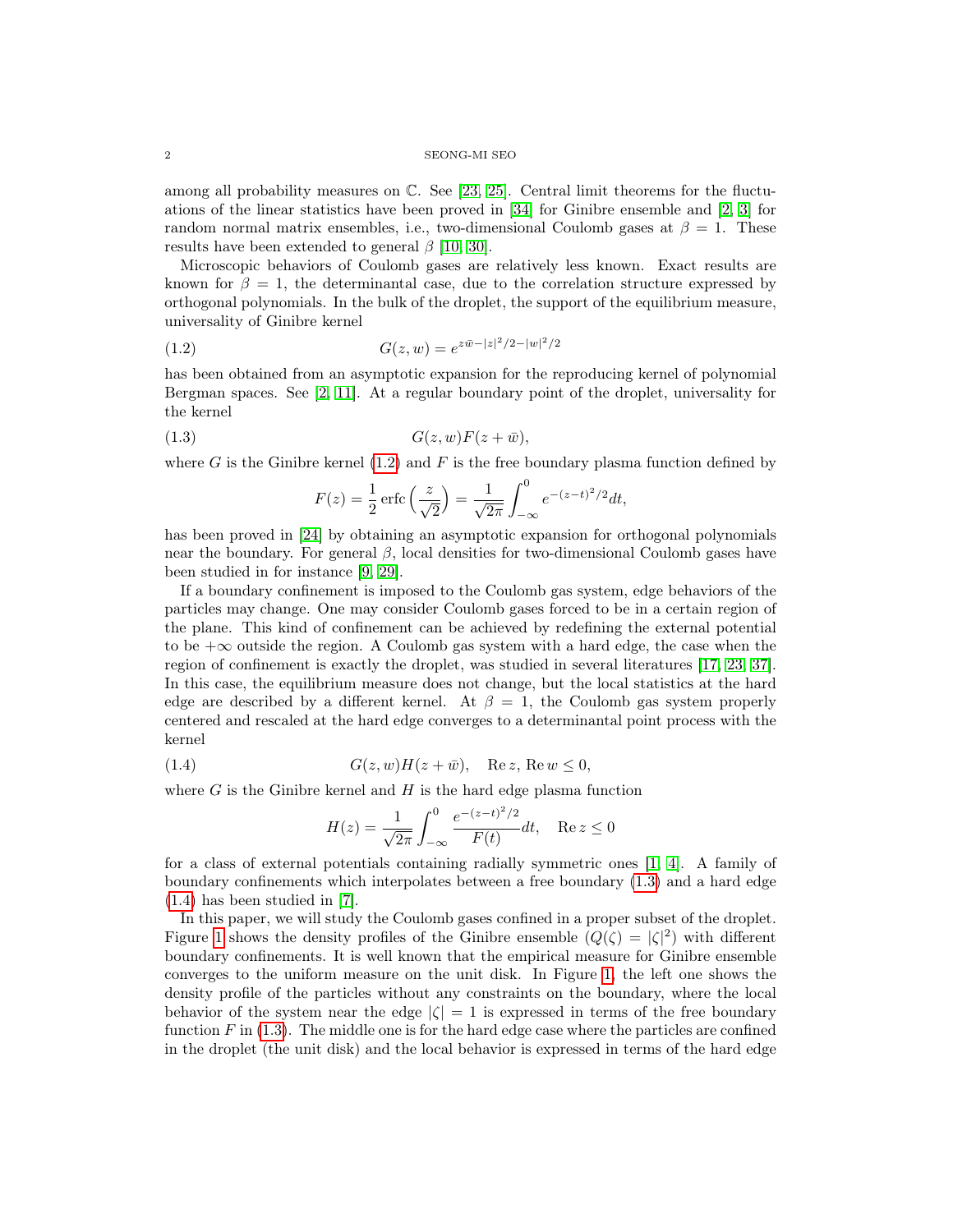among all probability measures on $\mathbb{C}$. See [23, 25]. Central limit theorems for the fluctuations of the linear statistics have been proved in [34] for Ginibre ensemble and [2, 3] for random normal matrix ensembles, i.e., two-dimensional Coulomb gases at $\beta = 1$. These results have been extended to general $\beta$ [10, 30].

Microscopic behaviors of Coulomb gases are relatively less known. Exact results are known for $\beta = 1$, the determinantal case, due to the correlation structure expressed by orthogonal polynomials. In the bulk of the droplet, the support of the equilibrium measure, universality of Ginibre kernel

$$G(z, w) = e^{z\bar{w} - |z|^2/2 - |w|^2/2} \tag{1.2}$$

has been obtained from an asymptotic expansion for the reproducing kernel of polynomial Bergman spaces. See [2, 11]. At a regular boundary point of the droplet, universality for the kernel

$$G(z, w)F(z + \bar{w}), \tag{1.3}$$

where $G$ is the Ginibre kernel (1.2) and $F$ is the free boundary plasma function defined by

$$F(z) = \frac{1}{2}\operatorname{erfc}\Big(\frac{z}{\sqrt{2}}\Big) = \frac{1}{\sqrt{2\pi}}\int_{-\infty}^{0} e^{-(z-t)^2/2}dt,$$

has been proved in [24] by obtaining an asymptotic expansion for orthogonal polynomials near the boundary. For general $\beta$, local densities for two-dimensional Coulomb gases have been studied in for instance [9, 29].

If a boundary confinement is imposed to the Coulomb gas system, edge behaviors of the particles may change. One may consider Coulomb gases forced to be in a certain region of the plane. This kind of confinement can be achieved by redefining the external potential to be $+\infty$ outside the region. A Coulomb gas system with a hard edge, the case when the region of confinement is exactly the droplet, was studied in several literatures [17, 23, 37]. In this case, the equilibrium measure does not change, but the local statistics at the hard edge are described by a different kernel. At $\beta = 1$, the Coulomb gas system properly centered and rescaled at the hard edge converges to a determinantal point process with the kernel

$$G(z, w)H(z + \bar{w}), \quad \operatorname{Re} z, \operatorname{Re} w \leq 0, \tag{1.4}$$

where $G$ is the Ginibre kernel and $H$ is the hard edge plasma function

$$H(z) = \frac{1}{\sqrt{2\pi}}\int_{-\infty}^{0} \frac{e^{-(z-t)^2/2}}{F(t)}dt, \quad \operatorname{Re} z \leq 0$$

for a class of external potentials containing radially symmetric ones [1, 4]. A family of boundary confinements which interpolates between a free boundary (1.3) and a hard edge (1.4) has been studied in [7].

In this paper, we will study the Coulomb gases confined in a proper subset of the droplet. Figure 1 shows the density profiles of the Ginibre ensemble ($Q(\zeta) = |\zeta|^2$) with different boundary confinements. It is well known that the empirical measure for Ginibre ensemble converges to the uniform measure on the unit disk. In Figure 1, the left one shows the density profile of the particles without any constraints on the boundary, where the local behavior of the system near the edge $|\zeta| = 1$ is expressed in terms of the free boundary function $F$ in (1.3). The middle one is for the hard edge case where the particles are confined in the droplet (the unit disk) and the local behavior is expressed in terms of the hard edge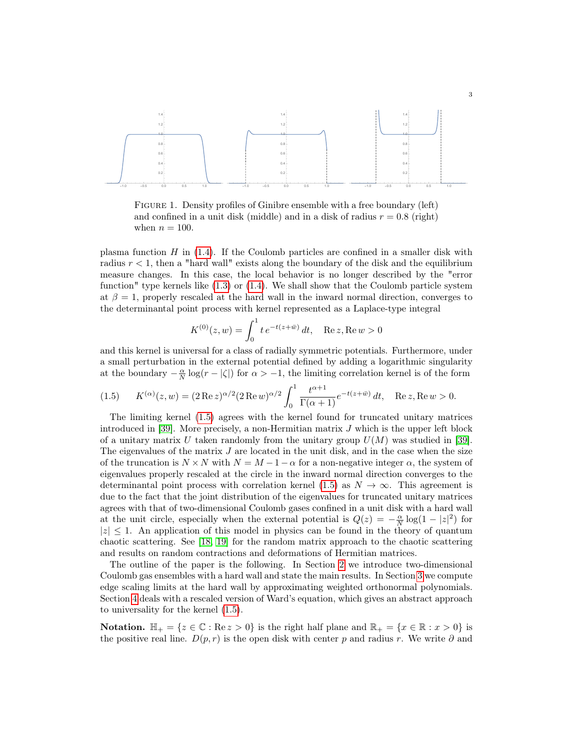FIGURE 1. Density profiles of Ginibre ensemble with a free boundary (left) and confined in a unit disk (middle) and in a disk of radius $r = 0.8$ (right) when $n = 100$.

plasma function $H$ in (1.4). If the Coulomb particles are confined in a smaller disk with radius $r < 1$, then a "hard wall" exists along the boundary of the disk and the equilibrium measure changes. In this case, the local behavior is no longer described by the "error function" type kernels like (1.3) or (1.4). We shall show that the Coulomb particle system at $\beta = 1$, properly rescaled at the hard wall in the inward normal direction, converges to the determinantal point process with kernel represented as a Laplace-type integral

$$K^{(0)}(z, w) = \int_0^1 t\, e^{-t(z+\bar{w})}\, dt, \quad \operatorname{Re} z, \operatorname{Re} w > 0$$

and this kernel is universal for a class of radially symmetric potentials. Furthermore, under a small perturbation in the external potential defined by adding a logarithmic singularity at the boundary $-\frac{\alpha}{N} \log(r - |\zeta|)$ for $\alpha > -1$, the limiting correlation kernel is of the form

$$K^{(\alpha)}(z, w) = (2 \operatorname{Re} z)^{\alpha/2} (2 \operatorname{Re} w)^{\alpha/2} \int_0^1 \frac{t^{\alpha+1}}{\Gamma(\alpha+1)} e^{-t(z+\bar{w})}\, dt, \quad \operatorname{Re} z, \operatorname{Re} w > 0. \tag{1.5}$$

The limiting kernel (1.5) agrees with the kernel found for truncated unitary matrices introduced in [39]. More precisely, a non-Hermitian matrix $J$ which is the upper left block of a unitary matrix $U$ taken randomly from the unitary group $U(M)$ was studied in [39]. The eigenvalues of the matrix $J$ are located in the unit disk, and in the case when the size of the truncation is $N \times N$ with $N = M - 1 - \alpha$ for a non-negative integer $\alpha$, the system of eigenvalues properly rescaled at the circle in the inward normal direction converges to the determinantal point process with correlation kernel (1.5) as $N \to \infty$. This agreement is due to the fact that the joint distribution of the eigenvalues for truncated unitary matrices agrees with that of two-dimensional Coulomb gases confined in a unit disk with a hard wall at the unit circle, especially when the external potential is $Q(z) = -\frac{\alpha}{N} \log(1 - |z|^2)$ for $|z| \le 1$. An application of this model in physics can be found in the theory of quantum chaotic scattering. See [18, 19] for the random matrix approach to the chaotic scattering and results on random contractions and deformations of Hermitian matrices.

The outline of the paper is the following. In Section 2 we introduce two-dimensional Coulomb gas ensembles with a hard wall and state the main results. In Section 3 we compute edge scaling limits at the hard wall by approximating weighted orthonormal polynomials. Section 4 deals with a rescaled version of Ward's equation, which gives an abstract approach to universality for the kernel (1.5).

**Notation.** $\mathbb{H}_+ = \{z \in \mathbb{C} : \operatorname{Re} z > 0\}$ is the right half plane and $\mathbb{R}_+ = \{x \in \mathbb{R} : x > 0\}$ is the positive real line. $D(p, r)$ is the open disk with center $p$ and radius $r$. We write $\partial$ and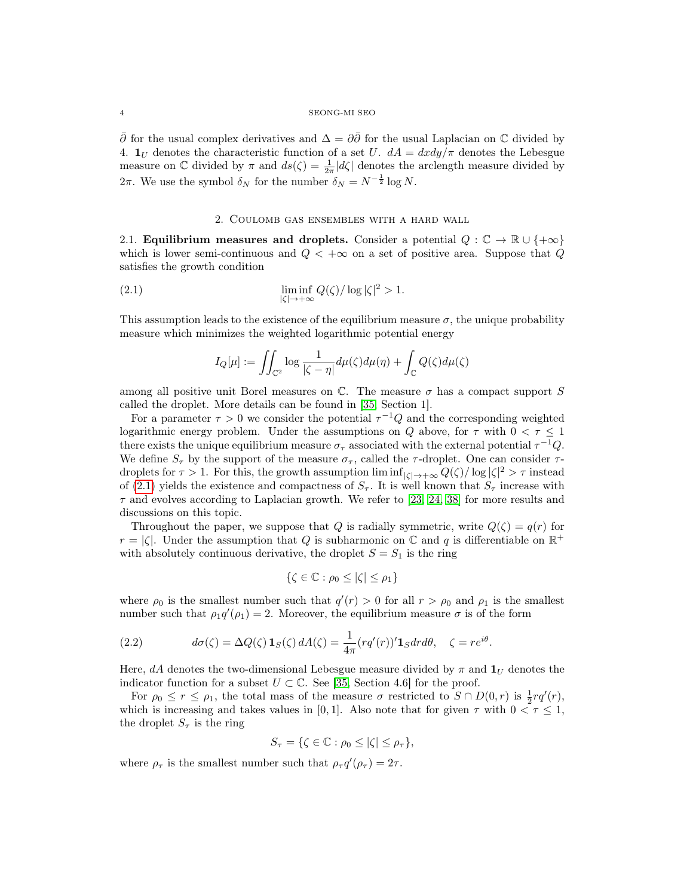$\bar{\partial}$ for the usual complex derivatives and $\Delta = \partial\bar{\partial}$ for the usual Laplacian on $\mathbb{C}$ divided by 4. $\mathbf{1}_U$ denotes the characteristic function of a set $U$. $dA = dxdy/\pi$ denotes the Lebesgue measure on $\mathbb{C}$ divided by $\pi$ and $ds(\zeta) = \frac{1}{2\pi}|d\zeta|$ denotes the arclength measure divided by $2\pi$. We use the symbol $\delta_N$ for the number $\delta_N = N^{-\frac{1}{2}} \log N$.

## 2. Coulomb gas ensembles with a hard wall

**2.1. Equilibrium measures and droplets.** Consider a potential $Q : \mathbb{C} \to \mathbb{R} \cup \{+\infty\}$ which is lower semi-continuous and $Q < +\infty$ on a set of positive area. Suppose that $Q$ satisfies the growth condition

$$\liminf_{|\zeta| \to +\infty} Q(\zeta)/\log|\zeta|^2 > 1. \tag{2.1}$$

This assumption leads to the existence of the equilibrium measure $\sigma$, the unique probability measure which minimizes the weighted logarithmic potential energy

$$I_Q[\mu] := \iint_{\mathbb{C}^2} \log \frac{1}{|\zeta - \eta|} d\mu(\zeta) d\mu(\eta) + \int_{\mathbb{C}} Q(\zeta) d\mu(\zeta)$$

among all positive unit Borel measures on $\mathbb{C}$. The measure $\sigma$ has a compact support $S$ called the droplet. More details can be found in [35, Section 1].

For a parameter $\tau > 0$ we consider the potential $\tau^{-1}Q$ and the corresponding weighted logarithmic energy problem. Under the assumptions on $Q$ above, for $\tau$ with $0 < \tau \le 1$ there exists the unique equilibrium measure $\sigma_\tau$ associated with the external potential $\tau^{-1}Q$. We define $S_\tau$ by the support of the measure $\sigma_\tau$, called the $\tau$-droplet. One can consider $\tau$-droplets for $\tau > 1$. For this, the growth assumption $\liminf_{|\zeta|\to+\infty} Q(\zeta)/\log|\zeta|^2 > \tau$ instead of (2.1) yields the existence and compactness of $S_\tau$. It is well known that $S_\tau$ increase with $\tau$ and evolves according to Laplacian growth. We refer to [23, 24, 38] for more results and discussions on this topic.

Throughout the paper, we suppose that $Q$ is radially symmetric, write $Q(\zeta) = q(r)$ for $r = |\zeta|$. Under the assumption that $Q$ is subharmonic on $\mathbb{C}$ and $q$ is differentiable on $\mathbb{R}^+$ with absolutely continuous derivative, the droplet $S = S_1$ is the ring

$$\{\zeta \in \mathbb{C} : \rho_0 \le |\zeta| \le \rho_1\}$$

where $\rho_0$ is the smallest number such that $q'(r) > 0$ for all $r > \rho_0$ and $\rho_1$ is the smallest number such that $\rho_1 q'(\rho_1) = 2$. Moreover, the equilibrium measure $\sigma$ is of the form

$$d\sigma(\zeta) = \Delta Q(\zeta)\, \mathbf{1}_S(\zeta)\, dA(\zeta) = \frac{1}{4\pi}(rq'(r))' \mathbf{1}_S dr d\theta, \quad \zeta = re^{i\theta}. \tag{2.2}$$

Here, $dA$ denotes the two-dimensional Lebesgue measure divided by $\pi$ and $\mathbf{1}_U$ denotes the indicator function for a subset $U \subset \mathbb{C}$. See [35, Section 4.6] for the proof.

For $\rho_0 \le r \le \rho_1$, the total mass of the measure $\sigma$ restricted to $S \cap D(0, r)$ is $\frac{1}{2} rq'(r)$, which is increasing and takes values in $[0, 1]$. Also note that for given $\tau$ with $0 < \tau \le 1$, the droplet $S_\tau$ is the ring

$$S_\tau = \{\zeta \in \mathbb{C} : \rho_0 \le |\zeta| \le \rho_\tau\},$$

where $\rho_\tau$ is the smallest number such that $\rho_\tau q'(\rho_\tau) = 2\tau$.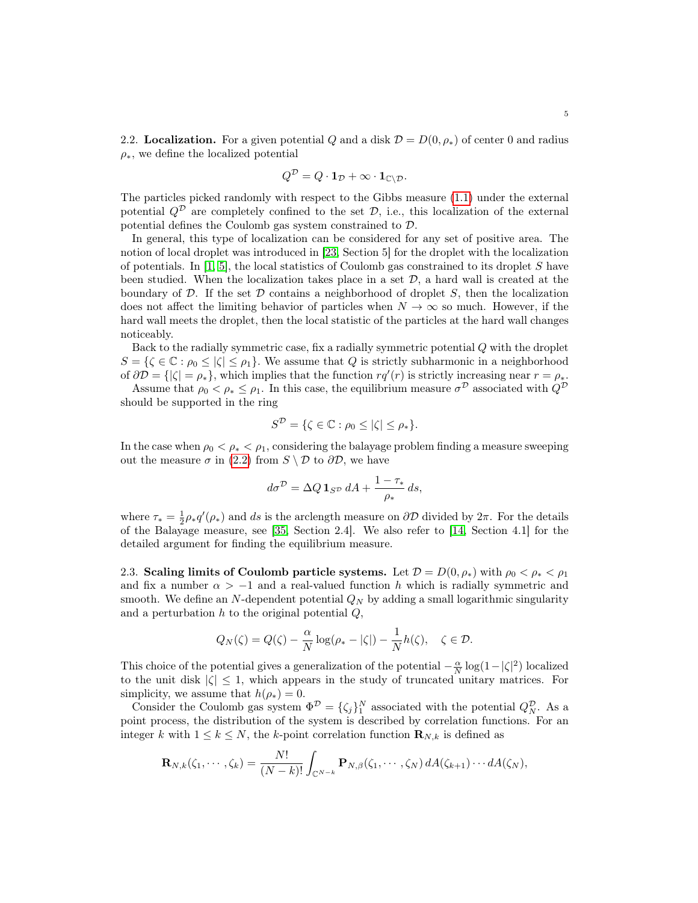2.2. **Localization.** For a given potential $Q$ and a disk $\mathcal{D} = D(0, \rho_*)$ of center 0 and radius $\rho_*$, we define the localized potential

$$Q^{\mathcal{D}} = Q \cdot \mathbf{1}_{\mathcal{D}} + \infty \cdot \mathbf{1}_{\mathbb{C}\setminus\mathcal{D}}.$$

The particles picked randomly with respect to the Gibbs measure (1.1) under the external potential $Q^{\mathcal{D}}$ are completely confined to the set $\mathcal{D}$, i.e., this localization of the external potential defines the Coulomb gas system constrained to $\mathcal{D}$.

In general, this type of localization can be considered for any set of positive area. The notion of local droplet was introduced in [23, Section 5] for the droplet with the localization of potentials. In [1, 5], the local statistics of Coulomb gas constrained to its droplet $S$ have been studied. When the localization takes place in a set $\mathcal{D}$, a hard wall is created at the boundary of $\mathcal{D}$. If the set $\mathcal{D}$ contains a neighborhood of droplet $S$, then the localization does not affect the limiting behavior of particles when $N \to \infty$ so much. However, if the hard wall meets the droplet, then the local statistic of the particles at the hard wall changes noticeably.

Back to the radially symmetric case, fix a radially symmetric potential $Q$ with the droplet $S = \{\zeta \in \mathbb{C} : \rho_0 \le |\zeta| \le \rho_1\}$. We assume that $Q$ is strictly subharmonic in a neighborhood of $\partial\mathcal{D} = \{|\zeta| = \rho_*\}$, which implies that the function $rq'(r)$ is strictly increasing near $r = \rho_*$.

Assume that $\rho_0 < \rho_* \le \rho_1$. In this case, the equilibrium measure $\sigma^{\mathcal{D}}$ associated with $Q^{\mathcal{D}}$ should be supported in the ring

$$S^{\mathcal{D}} = \{\zeta \in \mathbb{C} : \rho_0 \le |\zeta| \le \rho_*\}.$$

In the case when $\rho_0 < \rho_* < \rho_1$, considering the balayage problem finding a measure sweeping out the measure $\sigma$ in (2.2) from $S \setminus \mathcal{D}$ to $\partial\mathcal{D}$, we have

$$d\sigma^{\mathcal{D}} = \Delta Q\, \mathbf{1}_{S^{\mathcal{D}}}\, dA + \frac{1-\tau_*}{\rho_*}\, ds,$$

where $\tau_* = \frac{1}{2}\rho_* q'(\rho_*)$ and $ds$ is the arclength measure on $\partial\mathcal{D}$ divided by $2\pi$. For the details of the Balayage measure, see [35, Section 2.4]. We also refer to [14, Section 4.1] for the detailed argument for finding the equilibrium measure.

2.3. **Scaling limits of Coulomb particle systems.** Let $\mathcal{D} = D(0, \rho_*)$ with $\rho_0 < \rho_* < \rho_1$ and fix a number $\alpha > -1$ and a real-valued function $h$ which is radially symmetric and smooth. We define an $N$-dependent potential $Q_N$ by adding a small logarithmic singularity and a perturbation $h$ to the original potential $Q$,

$$Q_N(\zeta) = Q(\zeta) - \frac{\alpha}{N}\log(\rho_* - |\zeta|) - \frac{1}{N}h(\zeta), \quad \zeta \in \mathcal{D}.$$

This choice of the potential gives a generalization of the potential $-\frac{\alpha}{N}\log(1-|\zeta|^2)$ localized to the unit disk $|\zeta| \le 1$, which appears in the study of truncated unitary matrices. For simplicity, we assume that $h(\rho_*) = 0$.

Consider the Coulomb gas system $\Phi^{\mathcal{D}} = \{\zeta_j\}_1^N$ associated with the potential $Q_N^{\mathcal{D}}$. As a point process, the distribution of the system is described by correlation functions. For an integer $k$ with $1 \le k \le N$, the $k$-point correlation function $\mathbf{R}_{N,k}$ is defined as

$$\mathbf{R}_{N,k}(\zeta_1, \cdots, \zeta_k) = \frac{N!}{(N-k)!}\int_{\mathbb{C}^{N-k}} \mathbf{P}_{N,\beta}(\zeta_1, \cdots, \zeta_N)\, dA(\zeta_{k+1}) \cdots dA(\zeta_N),$$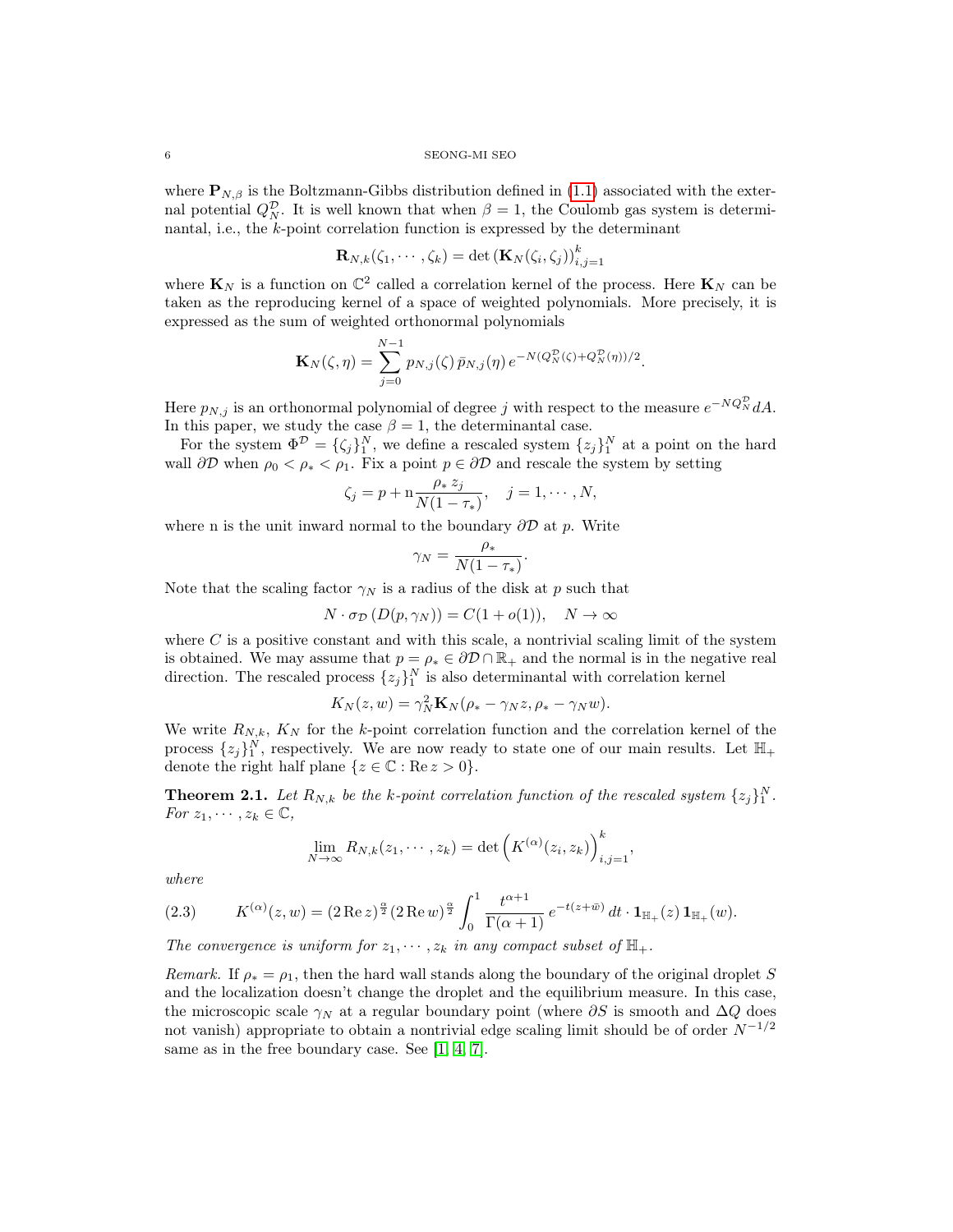where $\mathbf{P}_{N,\beta}$ is the Boltzmann-Gibbs distribution defined in (1.1) associated with the external potential $Q_N^{\mathcal{D}}$. It is well known that when $\beta = 1$, the Coulomb gas system is determinantal, i.e., the $k$-point correlation function is expressed by the determinant

$$\mathbf{R}_{N,k}(\zeta_1, \cdots, \zeta_k) = \det\left(\mathbf{K}_N(\zeta_i, \zeta_j)\right)_{i,j=1}^k$$

where $\mathbf{K}_N$ is a function on $\mathbb{C}^2$ called a correlation kernel of the process. Here $\mathbf{K}_N$ can be taken as the reproducing kernel of a space of weighted polynomials. More precisely, it is expressed as the sum of weighted orthonormal polynomials

$$\mathbf{K}_N(\zeta, \eta) = \sum_{j=0}^{N-1} p_{N,j}(\zeta)\, \bar{p}_{N,j}(\eta)\, e^{-N(Q_N^{\mathcal{D}}(\zeta) + Q_N^{\mathcal{D}}(\eta))/2}.$$

Here $p_{N,j}$ is an orthonormal polynomial of degree $j$ with respect to the measure $e^{-NQ_N^{\mathcal{D}}}dA$. In this paper, we study the case $\beta = 1$, the determinantal case.

For the system $\Phi^{\mathcal{D}} = \{\zeta_j\}_1^N$, we define a rescaled system $\{z_j\}_1^N$ at a point on the hard wall $\partial\mathcal{D}$ when $\rho_0 < \rho_* < \rho_1$. Fix a point $p \in \partial\mathcal{D}$ and rescale the system by setting

$$\zeta_j = p + \mathrm{n}\frac{\rho_*\, z_j}{N(1-\tau_*)}, \quad j = 1, \cdots, N,$$

where $\mathrm{n}$ is the unit inward normal to the boundary $\partial\mathcal{D}$ at $p$. Write

$$\gamma_N = \frac{\rho_*}{N(1-\tau_*)}.$$

Note that the scaling factor $\gamma_N$ is a radius of the disk at $p$ such that

$$N \cdot \sigma_{\mathcal{D}}\left(D(p, \gamma_N)\right) = C(1 + o(1)), \quad N \to \infty$$

where $C$ is a positive constant and with this scale, a nontrivial scaling limit of the system is obtained. We may assume that $p = \rho_* \in \partial\mathcal{D} \cap \mathbb{R}_+$ and the normal is in the negative real direction. The rescaled process $\{z_j\}_1^N$ is also determinantal with correlation kernel

$$K_N(z, w) = \gamma_N^2 \mathbf{K}_N(\rho_* - \gamma_N z, \rho_* - \gamma_N w).$$

We write $R_{N,k}$, $K_N$ for the $k$-point correlation function and the correlation kernel of the process $\{z_j\}_1^N$, respectively. We are now ready to state one of our main results. Let $\mathbb{H}_+$ denote the right half plane $\{z \in \mathbb{C} : \operatorname{Re} z > 0\}$.

**Theorem 2.1.** *Let $R_{N,k}$ be the $k$-point correlation function of the rescaled system $\{z_j\}_1^N$. For $z_1, \cdots, z_k \in \mathbb{C}$,*

$$\lim_{N\to\infty} R_{N,k}(z_1, \cdots, z_k) = \det\left(K^{(\alpha)}(z_i, z_k)\right)_{i,j=1}^k,$$

*where*

$$K^{(\alpha)}(z, w) = (2\operatorname{Re} z)^{\frac{\alpha}{2}} (2\operatorname{Re} w)^{\frac{\alpha}{2}} \int_0^1 \frac{t^{\alpha+1}}{\Gamma(\alpha+1)}\, e^{-t(z+\bar{w})}\, dt \cdot \mathbf{1}_{\mathbb{H}_+}(z)\, \mathbf{1}_{\mathbb{H}_+}(w). \tag{2.3}$$

*The convergence is uniform for $z_1, \cdots, z_k$ in any compact subset of $\mathbb{H}_+$.*

*Remark.* If $\rho_* = \rho_1$, then the hard wall stands along the boundary of the original droplet $S$ and the localization doesn't change the droplet and the equilibrium measure. In this case, the microscopic scale $\gamma_N$ at a regular boundary point (where $\partial S$ is smooth and $\Delta Q$ does not vanish) appropriate to obtain a nontrivial edge scaling limit should be of order $N^{-1/2}$ same as in the free boundary case. See [1, 4, 7].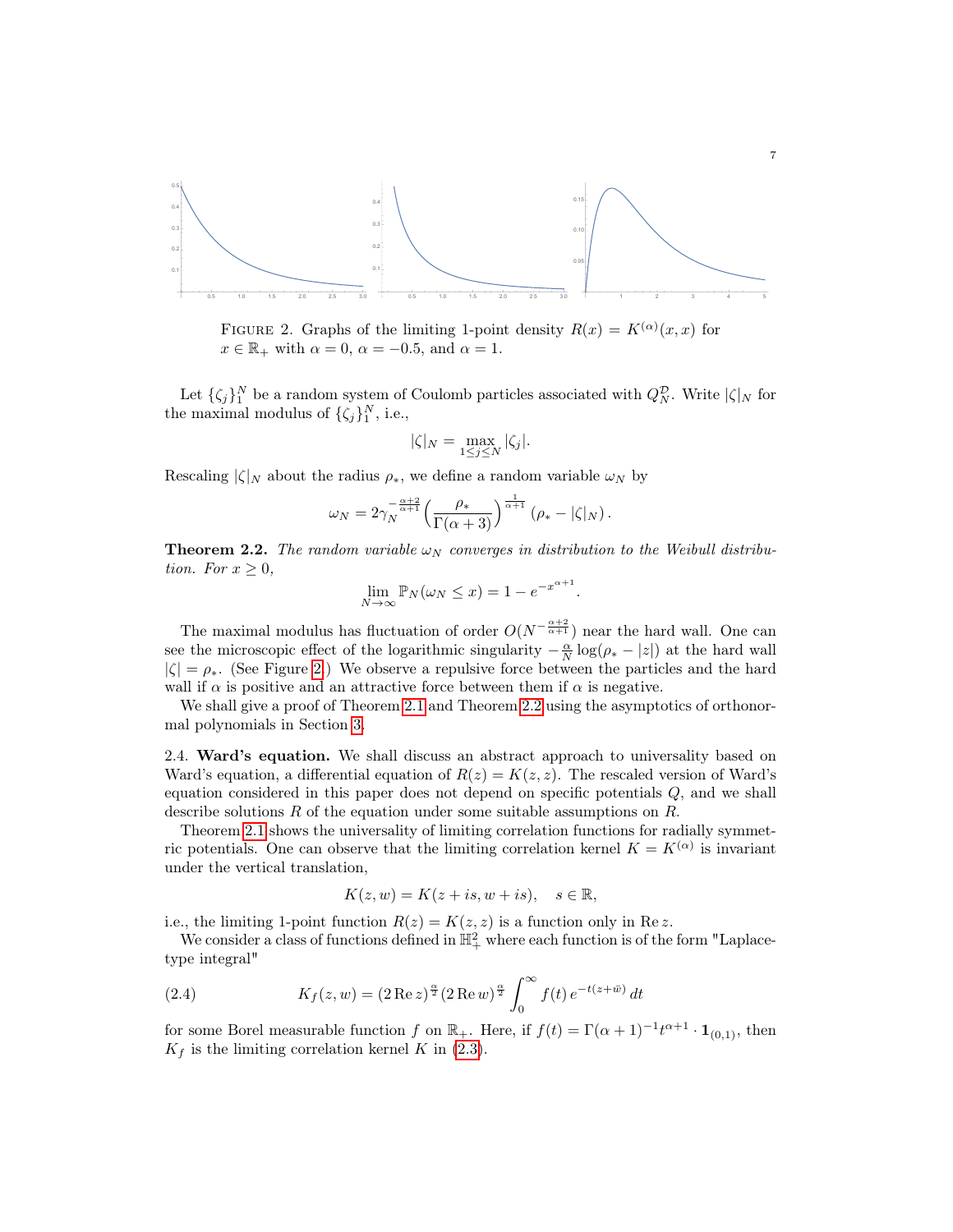FIGURE 2. Graphs of the limiting 1-point density $R(x) = K^{(\alpha)}(x,x)$ for $x \in \mathbb{R}_+$ with $\alpha = 0$, $\alpha = -0.5$, and $\alpha = 1$.

Let $\{\zeta_j\}_1^N$ be a random system of Coulomb particles associated with $Q_N^{\mathcal{D}}$. Write $|\zeta|_N$ for the maximal modulus of $\{\zeta_j\}_1^N$, i.e.,

$$|\zeta|_N = \max_{1 \le j \le N} |\zeta_j|.$$

Rescaling $|\zeta|_N$ about the radius $\rho_*$, we define a random variable $\omega_N$ by

$$\omega_N = 2\gamma_N^{-\frac{\alpha+2}{\alpha+1}} \Big( \frac{\rho_*}{\Gamma(\alpha+3)} \Big)^{\frac{1}{\alpha+1}} (\rho_* - |\zeta|_N).$$

**Theorem 2.2.** *The random variable $\omega_N$ converges in distribution to the Weibull distribution. For $x \ge 0$,*

$$\lim_{N\to\infty} \mathbb{P}_N(\omega_N \le x) = 1 - e^{-x^{\alpha+1}}.$$

The maximal modulus has fluctuation of order $O(N^{-\frac{\alpha+2}{\alpha+1}})$ near the hard wall. One can see the microscopic effect of the logarithmic singularity $-\frac{\alpha}{N}\log(\rho_* - |z|)$ at the hard wall $|\zeta| = \rho_*$. (See Figure 2.) We observe a repulsive force between the particles and the hard wall if $\alpha$ is positive and an attractive force between them if $\alpha$ is negative.

We shall give a proof of Theorem 2.1 and Theorem 2.2 using the asymptotics of orthonormal polynomials in Section 3.

2.4. **Ward's equation.** We shall discuss an abstract approach to universality based on Ward's equation, a differential equation of $R(z) = K(z,z)$. The rescaled version of Ward's equation considered in this paper does not depend on specific potentials $Q$, and we shall describe solutions $R$ of the equation under some suitable assumptions on $R$.

Theorem 2.1 shows the universality of limiting correlation functions for radially symmetric potentials. One can observe that the limiting correlation kernel $K = K^{(\alpha)}$ is invariant under the vertical translation,

$$K(z,w) = K(z+is, w+is), \quad s \in \mathbb{R},$$

i.e., the limiting 1-point function $R(z) = K(z,z)$ is a function only in $\operatorname{Re} z$.

We consider a class of functions defined in $\mathbb{H}_+^2$ where each function is of the form "Laplace-type integral"

$$K_f(z,w) = (2\operatorname{Re} z)^{\frac{\alpha}{2}} (2\operatorname{Re} w)^{\frac{\alpha}{2}} \int_0^\infty f(t)\, e^{-t(z+\bar{w})}\, dt \tag{2.4}$$

for some Borel measurable function $f$ on $\mathbb{R}_+$. Here, if $f(t) = \Gamma(\alpha+1)^{-1} t^{\alpha+1} \cdot \mathbf{1}_{(0,1)}$, then $K_f$ is the limiting correlation kernel $K$ in (2.3).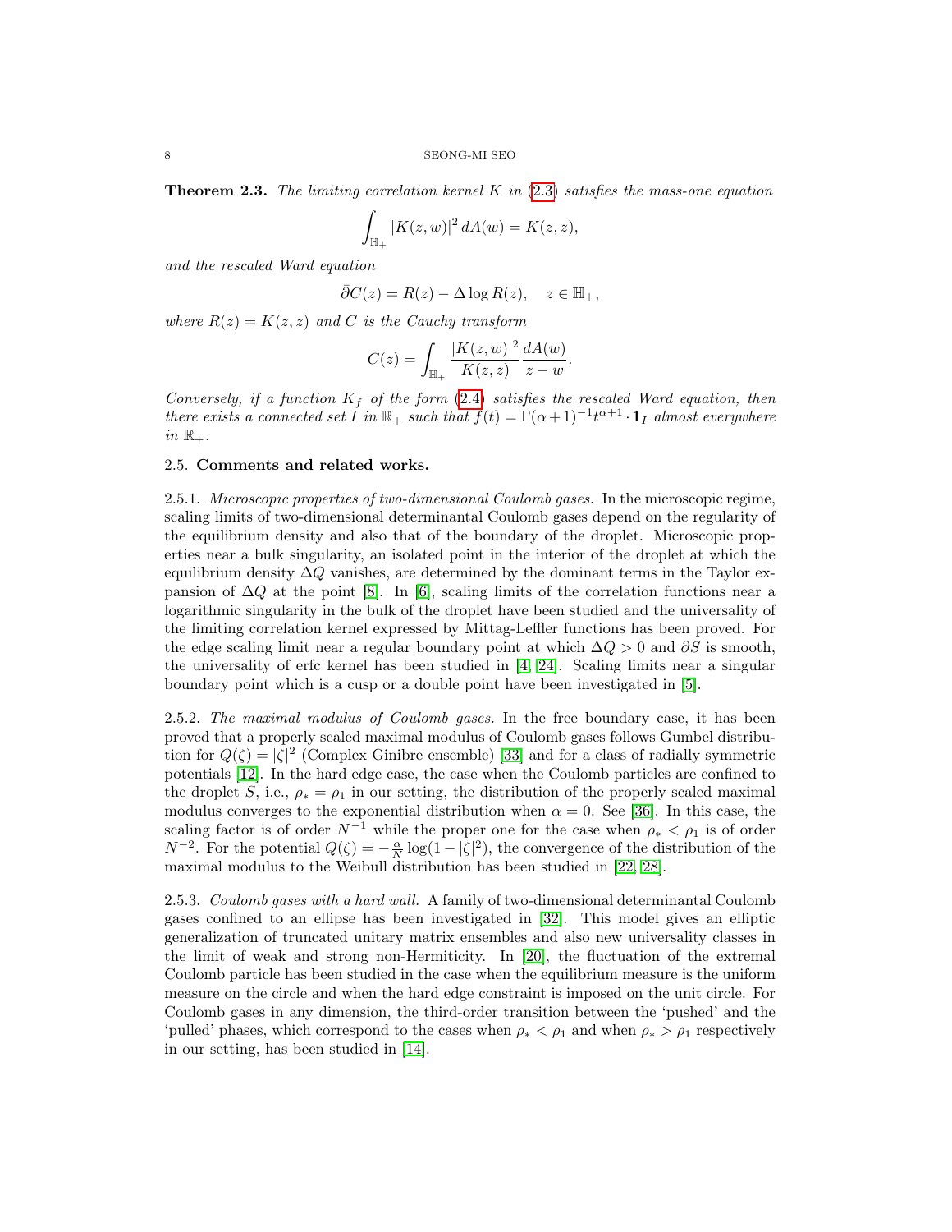**Theorem 2.3.** *The limiting correlation kernel $K$ in* (2.3) *satisfies the mass-one equation*

$$\int_{\mathbb{H}_+} |K(z,w)|^2 \, dA(w) = K(z,z),$$

*and the rescaled Ward equation*

$$\bar{\partial} C(z) = R(z) - \Delta \log R(z), \quad z \in \mathbb{H}_+,$$

*where $R(z) = K(z,z)$ and $C$ is the Cauchy transform*

$$C(z) = \int_{\mathbb{H}_+} \frac{|K(z,w)|^2}{K(z,z)} \frac{dA(w)}{z-w}.$$

*Conversely, if a function $K_f$ of the form* (2.4) *satisfies the rescaled Ward equation, then there exists a connected set $I$ in $\mathbb{R}_+$ such that $f(t) = \Gamma(\alpha+1)^{-1} t^{\alpha+1} \cdot \mathbf{1}_I$ almost everywhere in $\mathbb{R}_+$.*

### 2.5. Comments and related works.

2.5.1. *Microscopic properties of two-dimensional Coulomb gases.* In the microscopic regime, scaling limits of two-dimensional determinantal Coulomb gases depend on the regularity of the equilibrium density and also that of the boundary of the droplet. Microscopic properties near a bulk singularity, an isolated point in the interior of the droplet at which the equilibrium density $\Delta Q$ vanishes, are determined by the dominant terms in the Taylor expansion of $\Delta Q$ at the point [8]. In [6], scaling limits of the correlation functions near a logarithmic singularity in the bulk of the droplet have been studied and the universality of the limiting correlation kernel expressed by Mittag-Leffler functions has been proved. For the edge scaling limit near a regular boundary point at which $\Delta Q > 0$ and $\partial S$ is smooth, the universality of erfc kernel has been studied in [4, 24]. Scaling limits near a singular boundary point which is a cusp or a double point have been investigated in [5].

2.5.2. *The maximal modulus of Coulomb gases.* In the free boundary case, it has been proved that a properly scaled maximal modulus of Coulomb gases follows Gumbel distribution for $Q(\zeta) = |\zeta|^2$ (Complex Ginibre ensemble) [33] and for a class of radially symmetric potentials [12]. In the hard edge case, the case when the Coulomb particles are confined to the droplet $S$, i.e., $\rho_* = \rho_1$ in our setting, the distribution of the properly scaled maximal modulus converges to the exponential distribution when $\alpha = 0$. See [36]. In this case, the scaling factor is of order $N^{-1}$ while the proper one for the case when $\rho_* < \rho_1$ is of order $N^{-2}$. For the potential $Q(\zeta) = -\frac{\alpha}{N} \log(1 - |\zeta|^2)$, the convergence of the distribution of the maximal modulus to the Weibull distribution has been studied in [22, 28].

2.5.3. *Coulomb gases with a hard wall.* A family of two-dimensional determinantal Coulomb gases confined to an ellipse has been investigated in [32]. This model gives an elliptic generalization of truncated unitary matrix ensembles and also new universality classes in the limit of weak and strong non-Hermiticity. In [20], the fluctuation of the extremal Coulomb particle has been studied in the case when the equilibrium measure is the uniform measure on the circle and when the hard edge constraint is imposed on the unit circle. For Coulomb gases in any dimension, the third-order transition between the 'pushed' and the 'pulled' phases, which correspond to the cases when $\rho_* < \rho_1$ and when $\rho_* > \rho_1$ respectively in our setting, has been studied in [14].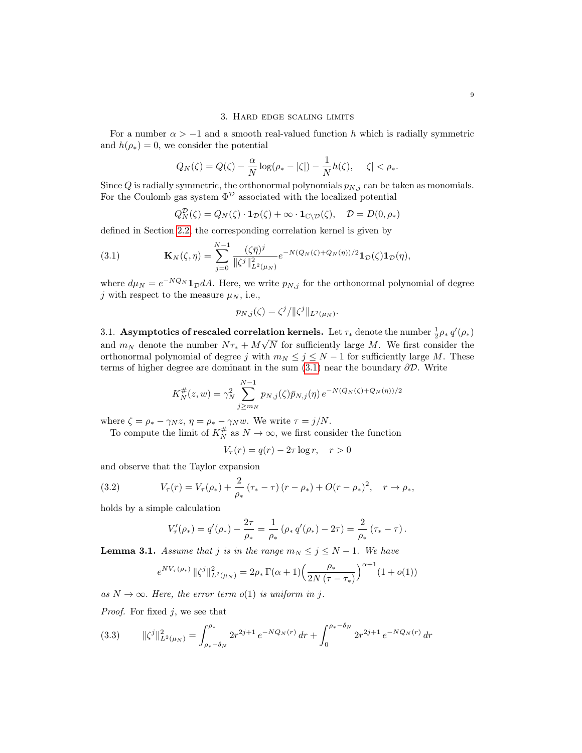## 3. Hard edge scaling limits

For a number $\alpha > -1$ and a smooth real-valued function $h$ which is radially symmetric and $h(\rho_*) = 0$, we consider the potential

$$Q_N(\zeta) = Q(\zeta) - \frac{\alpha}{N}\log(\rho_* - |\zeta|) - \frac{1}{N}h(\zeta), \quad |\zeta| < \rho_*.$$

Since $Q$ is radially symmetric, the orthonormal polynomials $p_{N,j}$ can be taken as monomials. For the Coulomb gas system $\Phi^{\mathcal{D}}$ associated with the localized potential

$$Q_N^{\mathcal{D}}(\zeta) = Q_N(\zeta)\cdot \mathbf{1}_{\mathcal{D}}(\zeta) + \infty \cdot \mathbf{1}_{\mathbb{C}\setminus\mathcal{D}}(\zeta), \quad \mathcal{D} = D(0,\rho_*)$$

defined in Section 2.2, the corresponding correlation kernel is given by

$$\mathbf{K}_N(\zeta,\eta) = \sum_{j=0}^{N-1} \frac{(\zeta\bar{\eta})^j}{\|\zeta^j\|^2_{L^2(\mu_N)}} e^{-N(Q_N(\zeta)+Q_N(\eta))/2}\mathbf{1}_{\mathcal{D}}(\zeta)\mathbf{1}_{\mathcal{D}}(\eta), \tag{3.1}$$

where $d\mu_N = e^{-NQ_N}\mathbf{1}_{\mathcal{D}}dA$. Here, we write $p_{N,j}$ for the orthonormal polynomial of degree $j$ with respect to the measure $\mu_N$, i.e.,

$$p_{N,j}(\zeta) = \zeta^j / \|\zeta^j\|_{L^2(\mu_N)}.$$

### 3.1. Asymptotics of rescaled correlation kernels.

Let $\tau_*$ denote the number $\frac{1}{2}\rho_*\, q'(\rho_*)$ and $m_N$ denote the number $N\tau_* + M\sqrt{N}$ for sufficiently large $M$. We first consider the orthonormal polynomial of degree $j$ with $m_N \le j \le N-1$ for sufficiently large $M$. These terms of higher degree are dominant in the sum (3.1) near the boundary $\partial\mathcal{D}$. Write

$$K_N^{\#}(z,w) = \gamma_N^2 \sum_{j\ge m_N}^{N-1} p_{N,j}(\zeta)\bar{p}_{N,j}(\eta)\, e^{-N(Q_N(\zeta)+Q_N(\eta))/2}$$

where $\zeta = \rho_* - \gamma_N z$, $\eta = \rho_* - \gamma_N w$. We write $\tau = j/N$.

To compute the limit of $K_N^{\#}$ as $N \to \infty$, we first consider the function

$$V_\tau(r) = q(r) - 2\tau \log r, \quad r > 0$$

and observe that the Taylor expansion

$$V_\tau(r) = V_\tau(\rho_*) + \frac{2}{\rho_*}(\tau_* - \tau)(r - \rho_*) + O(r-\rho_*)^2, \quad r \to \rho_*, \tag{3.2}$$

holds by a simple calculation

$$V_\tau'(\rho_*) = q'(\rho_*) - \frac{2\tau}{\rho_*} = \frac{1}{\rho_*}(\rho_*\, q'(\rho_*) - 2\tau) = \frac{2}{\rho_*}(\tau_* - \tau).$$

**Lemma 3.1.** *Assume that $j$ is in the range $m_N \le j \le N-1$. We have*

$$e^{NV_\tau(\rho_*)}\,\|\zeta^j\|^2_{L^2(\mu_N)} = 2\rho_*\,\Gamma(\alpha+1)\Big(\frac{\rho_*}{2N(\tau - \tau_*)}\Big)^{\alpha+1}(1+o(1))$$

*as $N\to\infty$. Here, the error term $o(1)$ is uniform in $j$.*

*Proof.* For fixed $j$, we see that

$$\|\zeta^j\|^2_{L^2(\mu_N)} = \int_{\rho_*-\delta_N}^{\rho_*} 2r^{2j+1}\, e^{-NQ_N(r)}\,dr + \int_0^{\rho_*-\delta_N} 2r^{2j+1}\, e^{-NQ_N(r)}\,dr \tag{3.3}$$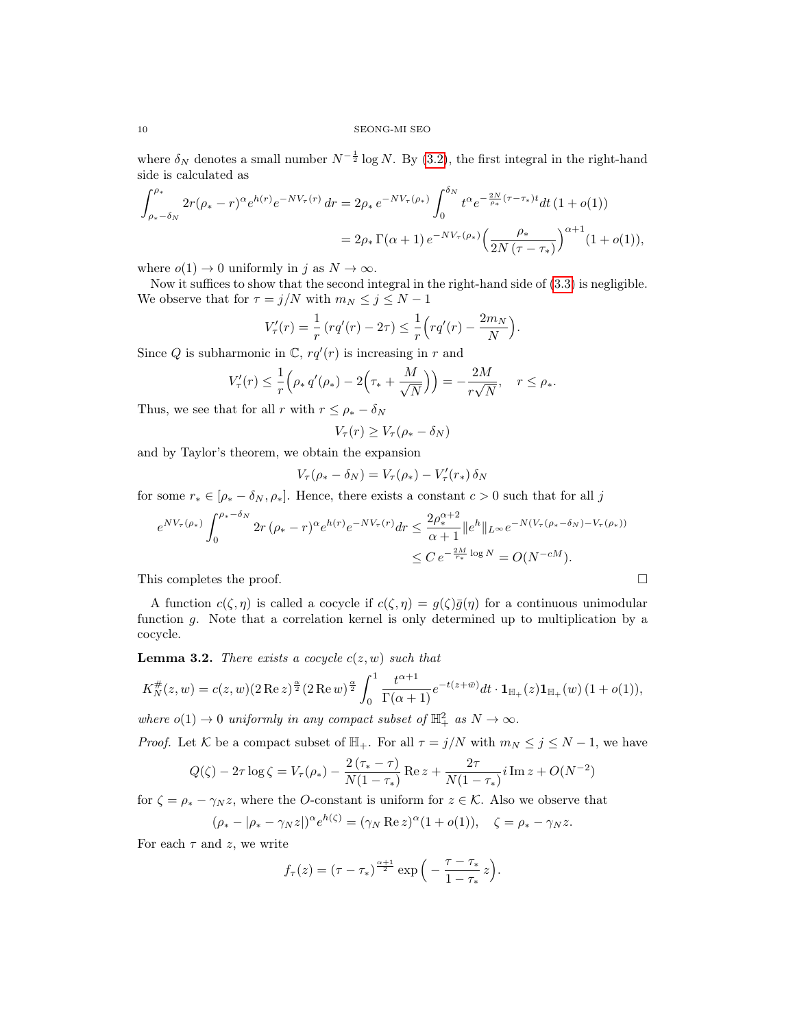where $\delta_N$ denotes a small number $N^{-\frac{1}{2}}\log N$. By (3.2), the first integral in the right-hand side is calculated as

$$\int_{\rho_*-\delta_N}^{\rho_*} 2r(\rho_*-r)^\alpha e^{h(r)}e^{-NV_\tau(r)}\,dr = 2\rho_*\,e^{-NV_\tau(\rho_*)}\int_0^{\delta_N} t^\alpha e^{-\frac{2N}{\rho_*}(\tau-\tau_*)t}dt\,(1+o(1))$$
$$= 2\rho_*\,\Gamma(\alpha+1)\,e^{-NV_\tau(\rho_*)}\Big(\frac{\rho_*}{2N\,(\tau-\tau_*)}\Big)^{\alpha+1}(1+o(1)),$$

where $o(1)\to 0$ uniformly in $j$ as $N\to\infty$.

Now it suffices to show that the second integral in the right-hand side of (3.3) is negligible. We observe that for $\tau = j/N$ with $m_N \le j \le N-1$

$$V_\tau'(r) = \frac{1}{r}\,(rq'(r)-2\tau) \le \frac{1}{r}\Big(rq'(r)-\frac{2m_N}{N}\Big).$$

Since $Q$ is subharmonic in $\mathbb{C}$, $rq'(r)$ is increasing in $r$ and

$$V_\tau'(r) \le \frac{1}{r}\Big(\rho_*\,q'(\rho_*)-2\Big(\tau_*+\frac{M}{\sqrt{N}}\Big)\Big) = -\frac{2M}{r\sqrt{N}},\quad r\le\rho_*.$$

Thus, we see that for all $r$ with $r\le\rho_*-\delta_N$

$$V_\tau(r)\ge V_\tau(\rho_*-\delta_N)$$

and by Taylor's theorem, we obtain the expansion

$$V_\tau(\rho_*-\delta_N) = V_\tau(\rho_*) - V_\tau'(r_*)\,\delta_N$$

for some $r_*\in[\rho_*-\delta_N,\rho_*]$. Hence, there exists a constant $c>0$ such that for all $j$

$$e^{NV_\tau(\rho_*)}\int_0^{\rho_*-\delta_N} 2r\,(\rho_*-r)^\alpha e^{h(r)}e^{-NV_\tau(r)}dr \le \frac{2\rho_*^{\alpha+2}}{\alpha+1}\|e^h\|_{L^\infty}e^{-N(V_\tau(\rho_*-\delta_N)-V_\tau(\rho_*))}$$
$$\le C\,e^{-\frac{2M}{r_*}\log N} = O(N^{-cM}).$$

This completes the proof. $\square$

A function $c(\zeta,\eta)$ is called a cocycle if $c(\zeta,\eta)=g(\zeta)\bar{g}(\eta)$ for a continuous unimodular function $g$. Note that a correlation kernel is only determined up to multiplication by a cocycle.

**Lemma 3.2.** *There exists a cocycle $c(z,w)$ such that*

$$K_N^{\#}(z,w) = c(z,w)(2\operatorname{Re}z)^{\frac{\alpha}{2}}(2\operatorname{Re}w)^{\frac{\alpha}{2}}\int_0^1 \frac{t^{\alpha+1}}{\Gamma(\alpha+1)}e^{-t(z+\bar{w})}dt\cdot\mathbf{1}_{\mathbb{H}_+}(z)\mathbf{1}_{\mathbb{H}_+}(w)\,(1+o(1)),$$

*where $o(1)\to 0$ uniformly in any compact subset of $\mathbb{H}_+^2$ as $N\to\infty$.*

*Proof.* Let $\mathcal{K}$ be a compact subset of $\mathbb{H}_+$. For all $\tau=j/N$ with $m_N\le j\le N-1$, we have

$$Q(\zeta)-2\tau\log\zeta = V_\tau(\rho_*) - \frac{2\,(\tau_*-\tau)}{N(1-\tau_*)}\operatorname{Re}z + \frac{2\tau}{N(1-\tau_*)}i\operatorname{Im}z + O(N^{-2})$$

for $\zeta=\rho_*-\gamma_N z$, where the $O$-constant is uniform for $z\in\mathcal{K}$. Also we observe that

$$(\rho_*-|\rho_*-\gamma_N z|)^\alpha e^{h(\zeta)} = (\gamma_N\operatorname{Re}z)^\alpha(1+o(1)),\quad \zeta=\rho_*-\gamma_N z.$$

For each $\tau$ and $z$, we write

$$f_\tau(z) = (\tau-\tau_*)^{\frac{\alpha+1}{2}}\exp\Big(-\frac{\tau-\tau_*}{1-\tau_*}\,z\Big).$$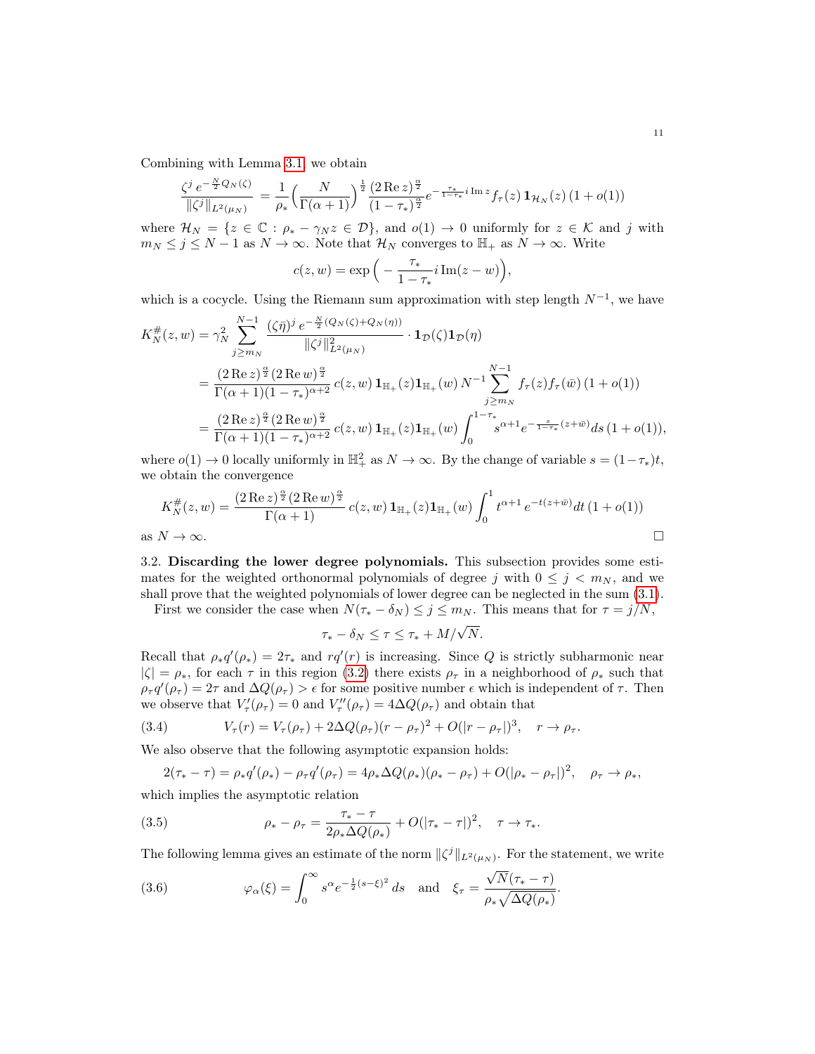Combining with Lemma 3.1 we obtain

$$\frac{\zeta^j\, e^{-\frac{N}{2}Q_N(\zeta)}}{\|\zeta^j\|_{L^2(\mu_N)}} = \frac{1}{\rho_*}\Big(\frac{N}{\Gamma(\alpha+1)}\Big)^{\frac12}\frac{(2\operatorname{Re} z)^{\frac{\alpha}{2}}}{(1-\tau_*)^{\frac{\alpha}{2}}}e^{-\frac{\tau_*}{1-\tau_*}i\operatorname{Im} z}f_\tau(z)\,\mathbf{1}_{\mathcal{H}_N}(z)\,(1+o(1))$$

where $\mathcal{H}_N = \{z\in\mathbb{C} : \rho_* - \gamma_N z \in \mathcal{D}\}$, and $o(1)\to 0$ uniformly for $z\in\mathcal{K}$ and $j$ with $m_N \le j \le N-1$ as $N\to\infty$. Note that $\mathcal{H}_N$ converges to $\mathbb{H}_+$ as $N\to\infty$. Write

$$c(z,w) = \exp\Big(-\frac{\tau_*}{1-\tau_*}i\operatorname{Im}(z-w)\Big),$$

which is a cocycle. Using the Riemann sum approximation with step length $N^{-1}$, we have

$$\begin{aligned}
K_N^{\#}(z,w) &= \gamma_N^2\sum_{j\ge m_N}^{N-1}\frac{(\zeta\bar\eta)^j\, e^{-\frac{N}{2}(Q_N(\zeta)+Q_N(\eta))}}{\|\zeta^j\|^2_{L^2(\mu_N)}}\cdot\mathbf{1}_{\mathcal{D}}(\zeta)\mathbf{1}_{\mathcal{D}}(\eta)\\
&= \frac{(2\operatorname{Re} z)^{\frac{\alpha}{2}}(2\operatorname{Re} w)^{\frac{\alpha}{2}}}{\Gamma(\alpha+1)(1-\tau_*)^{\alpha+2}}\,c(z,w)\,\mathbf{1}_{\mathbb{H}_+}(z)\mathbf{1}_{\mathbb{H}_+}(w)\,N^{-1}\sum_{j\ge m_N}^{N-1}f_\tau(z)f_\tau(\bar w)\,(1+o(1))\\
&= \frac{(2\operatorname{Re} z)^{\frac{\alpha}{2}}(2\operatorname{Re} w)^{\frac{\alpha}{2}}}{\Gamma(\alpha+1)(1-\tau_*)^{\alpha+2}}\,c(z,w)\,\mathbf{1}_{\mathbb{H}_+}(z)\mathbf{1}_{\mathbb{H}_+}(w)\int_0^{1-\tau_*}s^{\alpha+1}e^{-\frac{s}{1-\tau_*}(z+\bar w)}ds\,(1+o(1)),
\end{aligned}$$

where $o(1)\to 0$ locally uniformly in $\mathbb{H}_+^2$ as $N\to\infty$. By the change of variable $s=(1-\tau_*)t$, we obtain the convergence

$$K_N^{\#}(z,w) = \frac{(2\operatorname{Re} z)^{\frac{\alpha}{2}}(2\operatorname{Re} w)^{\frac{\alpha}{2}}}{\Gamma(\alpha+1)}\,c(z,w)\,\mathbf{1}_{\mathbb{H}_+}(z)\mathbf{1}_{\mathbb{H}_+}(w)\int_0^1 t^{\alpha+1}\,e^{-t(z+\bar w)}dt\,(1+o(1))$$

as $N\to\infty$. $\square$

3.2. **Discarding the lower degree polynomials.** This subsection provides some estimates for the weighted orthonormal polynomials of degree $j$ with $0\le j< m_N$, and we shall prove that the weighted polynomials of lower degree can be neglected in the sum (3.1).

First we consider the case when $N(\tau_*-\delta_N)\le j\le m_N$. This means that for $\tau=j/N$,

$$\tau_*-\delta_N\le\tau\le\tau_*+M/\sqrt{N}.$$

Recall that $\rho_* q'(\rho_*)=2\tau_*$ and $rq'(r)$ is increasing. Since $Q$ is strictly subharmonic near $|\zeta|=\rho_*$, for each $\tau$ in this region (3.2) there exists $\rho_\tau$ in a neighborhood of $\rho_*$ such that $\rho_\tau q'(\rho_\tau)=2\tau$ and $\Delta Q(\rho_\tau)>\epsilon$ for some positive number $\epsilon$ which is independent of $\tau$. Then we observe that $V_\tau'(\rho_\tau)=0$ and $V_\tau''(\rho_\tau)=4\Delta Q(\rho_\tau)$ and obtain that

$$V_\tau(r) = V_\tau(\rho_\tau)+2\Delta Q(\rho_\tau)(r-\rho_\tau)^2+O(|r-\rho_\tau|)^3,\quad r\to\rho_\tau. \tag{3.4}$$

We also observe that the following asymptotic expansion holds:

$$2(\tau_*-\tau)=\rho_*q'(\rho_*)-\rho_\tau q'(\rho_\tau)=4\rho_*\Delta Q(\rho_*)(\rho_*-\rho_\tau)+O(|\rho_*-\rho_\tau|)^2,\quad \rho_\tau\to\rho_*,$$

which implies the asymptotic relation

$$\rho_*-\rho_\tau=\frac{\tau_*-\tau}{2\rho_*\Delta Q(\rho_*)}+O(|\tau_*-\tau|)^2,\quad \tau\to\tau_*. \tag{3.5}$$

The following lemma gives an estimate of the norm $\|\zeta^j\|_{L^2(\mu_N)}$. For the statement, we write

$$\varphi_\alpha(\xi)=\int_0^\infty s^\alpha e^{-\frac12(s-\xi)^2}\,ds\quad\text{and}\quad \xi_\tau=\frac{\sqrt{N}(\tau_*-\tau)}{\rho_*\sqrt{\Delta Q(\rho_*)}}. \tag{3.6}$$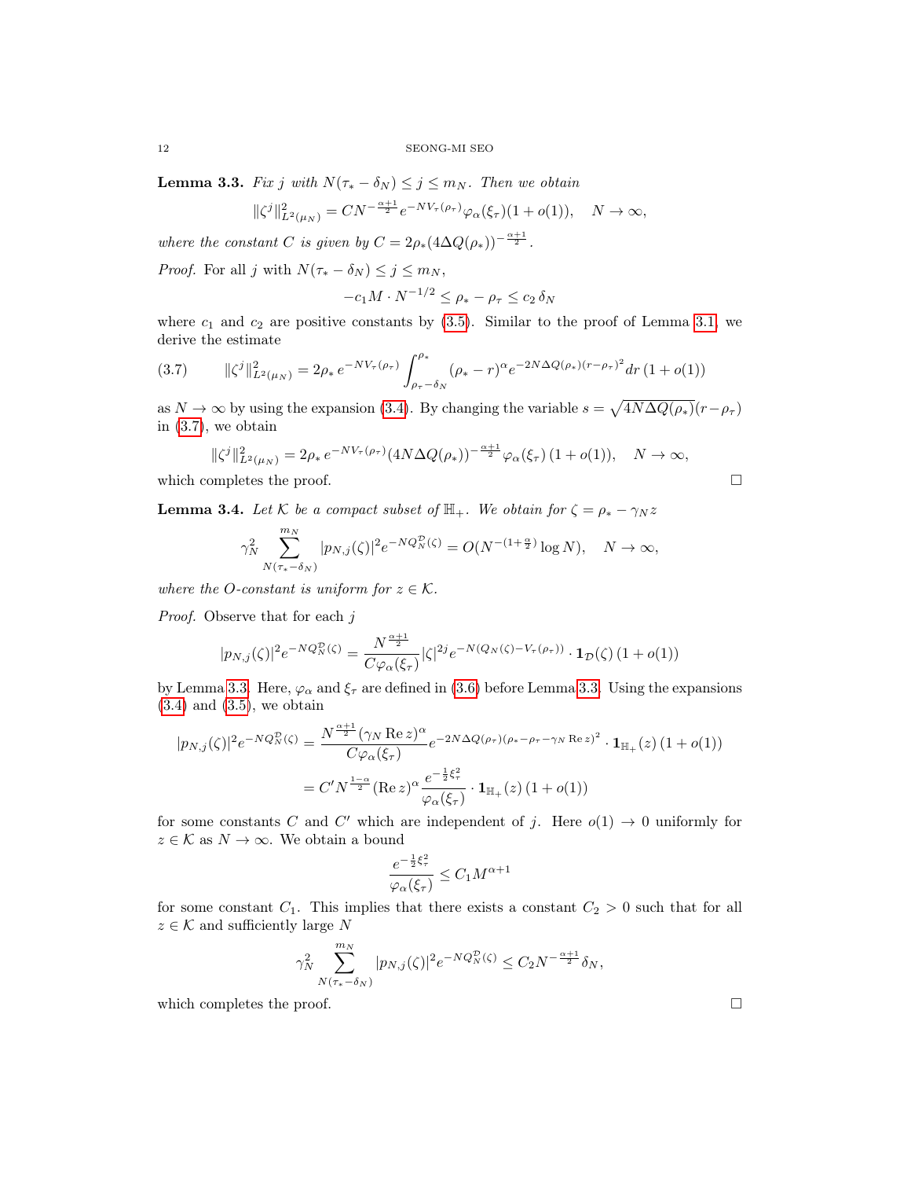**Lemma 3.3.** *Fix $j$ with $N(\tau_* - \delta_N) \le j \le m_N$. Then we obtain*

$$\|\zeta^j\|^2_{L^2(\mu_N)} = CN^{-\frac{\alpha+1}{2}} e^{-NV_\tau(\rho_\tau)} \varphi_\alpha(\xi_\tau)(1+o(1)), \quad N \to \infty,$$

*where the constant $C$ is given by $C = 2\rho_*(4\Delta Q(\rho_*))^{-\frac{\alpha+1}{2}}$.*

*Proof.* For all $j$ with $N(\tau_* - \delta_N) \le j \le m_N$,

$$-c_1 M \cdot N^{-1/2} \le \rho_* - \rho_\tau \le c_2\, \delta_N$$

where $c_1$ and $c_2$ are positive constants by (3.5). Similar to the proof of Lemma 3.1, we derive the estimate

$$\|\zeta^j\|^2_{L^2(\mu_N)} = 2\rho_*\, e^{-NV_\tau(\rho_\tau)} \int_{\rho_\tau - \delta_N}^{\rho_*} (\rho_* - r)^\alpha e^{-2N\Delta Q(\rho_*)(r-\rho_\tau)^2} dr\, (1+o(1)) \tag{3.7}$$

as $N \to \infty$ by using the expansion (3.4). By changing the variable $s = \sqrt{4N\Delta Q(\rho_*)}(r - \rho_\tau)$ in (3.7), we obtain

$$\|\zeta^j\|^2_{L^2(\mu_N)} = 2\rho_*\, e^{-NV_\tau(\rho_\tau)} (4N\Delta Q(\rho_*))^{-\frac{\alpha+1}{2}} \varphi_\alpha(\xi_\tau)\,(1+o(1)), \quad N \to \infty,$$

which completes the proof. $\square$

**Lemma 3.4.** *Let $\mathcal{K}$ be a compact subset of $\mathbb{H}_+$. We obtain for $\zeta = \rho_* - \gamma_N z$*

$$\gamma_N^2 \sum_{N(\tau_* - \delta_N)}^{m_N} |p_{N,j}(\zeta)|^2 e^{-NQ_N^{\mathcal{D}}(\zeta)} = O(N^{-(1+\frac{\alpha}{2})}\log N), \quad N \to \infty,$$

*where the $O$-constant is uniform for $z \in \mathcal{K}$.*

*Proof.* Observe that for each $j$

$$|p_{N,j}(\zeta)|^2 e^{-NQ_N^{\mathcal{D}}(\zeta)} = \frac{N^{\frac{\alpha+1}{2}}}{C\varphi_\alpha(\xi_\tau)} |\zeta|^{2j} e^{-N(Q_N(\zeta) - V_\tau(\rho_\tau))} \cdot \mathbf{1}_{\mathcal{D}}(\zeta)\,(1+o(1))$$

by Lemma 3.3. Here, $\varphi_\alpha$ and $\xi_\tau$ are defined in (3.6) before Lemma 3.3. Using the expansions (3.4) and (3.5), we obtain

$$\begin{aligned}
|p_{N,j}(\zeta)|^2 e^{-NQ_N^{\mathcal{D}}(\zeta)} &= \frac{N^{\frac{\alpha+1}{2}}(\gamma_N \operatorname{Re} z)^\alpha}{C\varphi_\alpha(\xi_\tau)} e^{-2N\Delta Q(\rho_\tau)(\rho_* - \rho_\tau - \gamma_N \operatorname{Re} z)^2} \cdot \mathbf{1}_{\mathbb{H}_+}(z)\,(1+o(1)) \\
&= C' N^{\frac{1-\alpha}{2}} (\operatorname{Re} z)^\alpha \frac{e^{-\frac{1}{2}\xi_\tau^2}}{\varphi_\alpha(\xi_\tau)} \cdot \mathbf{1}_{\mathbb{H}_+}(z)\,(1+o(1))
\end{aligned}$$

for some constants $C$ and $C'$ which are independent of $j$. Here $o(1) \to 0$ uniformly for $z \in \mathcal{K}$ as $N \to \infty$. We obtain a bound

$$\frac{e^{-\frac{1}{2}\xi_\tau^2}}{\varphi_\alpha(\xi_\tau)} \le C_1 M^{\alpha+1}$$

for some constant $C_1$. This implies that there exists a constant $C_2 > 0$ such that for all $z \in \mathcal{K}$ and sufficiently large $N$

$$\gamma_N^2 \sum_{N(\tau_* - \delta_N)}^{m_N} |p_{N,j}(\zeta)|^2 e^{-NQ_N^{\mathcal{D}}(\zeta)} \le C_2 N^{-\frac{\alpha+1}{2}} \delta_N,$$

which completes the proof. $\square$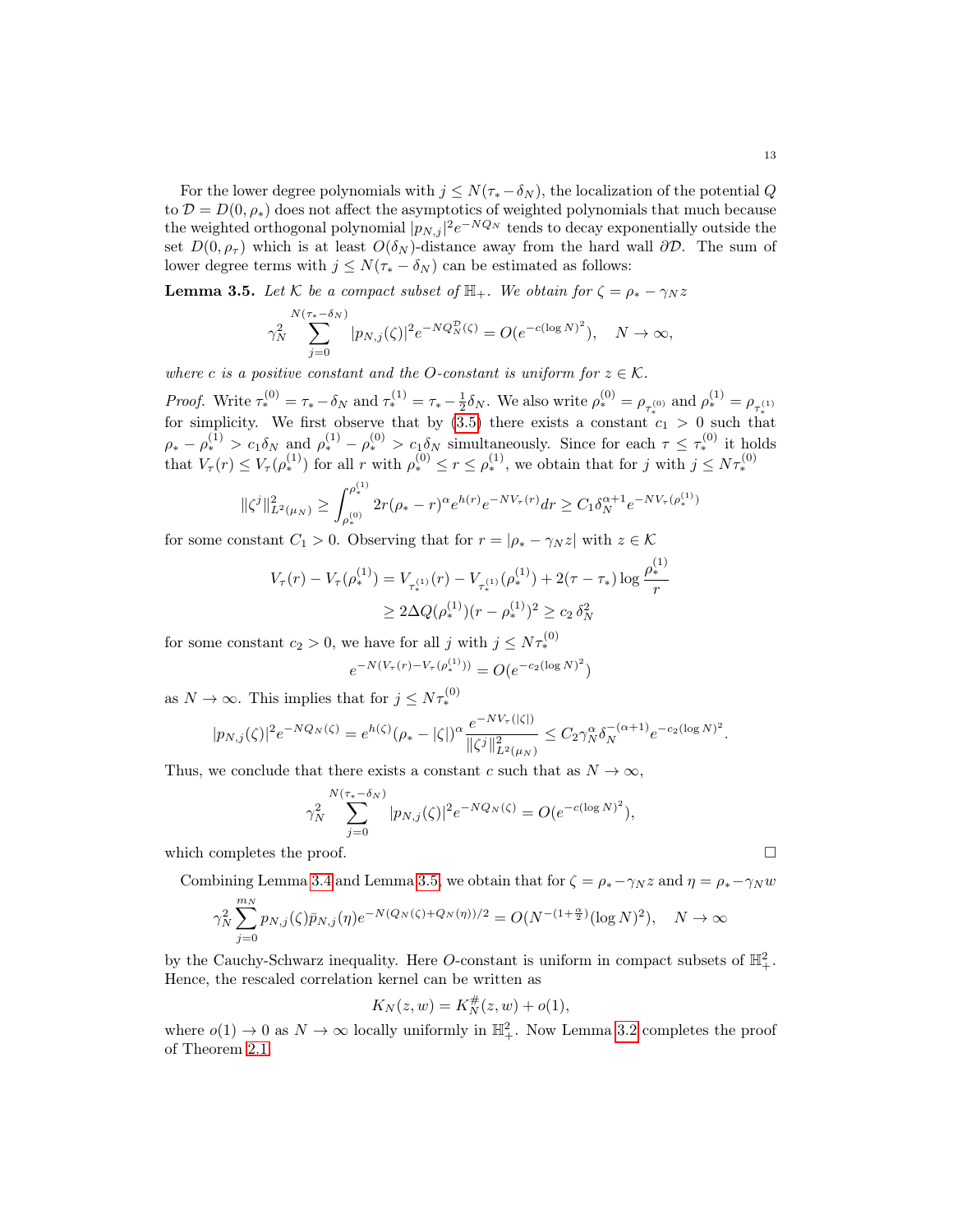For the lower degree polynomials with $j \le N(\tau_* - \delta_N)$, the localization of the potential $Q$ to $\mathcal{D} = D(0, \rho_*)$ does not affect the asymptotics of weighted polynomials that much because the weighted orthogonal polynomial $|p_{N,j}|^2 e^{-NQ_N}$ tends to decay exponentially outside the set $D(0, \rho_\tau)$ which is at least $O(\delta_N)$-distance away from the hard wall $\partial\mathcal{D}$. The sum of lower degree terms with $j \le N(\tau_* - \delta_N)$ can be estimated as follows:

**Lemma 3.5.** *Let $\mathcal{K}$ be a compact subset of $\mathbb{H}_+$. We obtain for $\zeta = \rho_* - \gamma_N z$*

$$\gamma_N^2 \sum_{j=0}^{N(\tau_*-\delta_N)} |p_{N,j}(\zeta)|^2 e^{-NQ_N^{\mathcal{D}}(\zeta)} = O(e^{-c(\log N)^2}), \quad N \to \infty,$$

*where $c$ is a positive constant and the $O$-constant is uniform for $z \in \mathcal{K}$.*

*Proof.* Write $\tau_*^{(0)} = \tau_* - \delta_N$ and $\tau_*^{(1)} = \tau_* - \frac{1}{2}\delta_N$. We also write $\rho_*^{(0)} = \rho_{\tau_*^{(0)}}$ and $\rho_*^{(1)} = \rho_{\tau_*^{(1)}}$ for simplicity. We first observe that by (3.5) there exists a constant $c_1 > 0$ such that $\rho_* - \rho_*^{(1)} > c_1\delta_N$ and $\rho_*^{(1)} - \rho_*^{(0)} > c_1\delta_N$ simultaneously. Since for each $\tau \le \tau_*^{(0)}$ it holds that $V_\tau(r) \le V_\tau(\rho_*^{(1)})$ for all $r$ with $\rho_*^{(0)} \le r \le \rho_*^{(1)}$, we obtain that for $j$ with $j \le N\tau_*^{(0)}$

$$\|\zeta^j\|^2_{L^2(\mu_N)} \ge \int_{\rho_*^{(0)}}^{\rho_*^{(1)}} 2r(\rho_* - r)^\alpha e^{h(r)} e^{-NV_\tau(r)} dr \ge C_1 \delta_N^{\alpha+1} e^{-NV_\tau(\rho_*^{(1)})}$$

for some constant $C_1 > 0$. Observing that for $r = |\rho_* - \gamma_N z|$ with $z \in \mathcal{K}$

$$\begin{aligned} V_\tau(r) - V_\tau(\rho_*^{(1)}) &= V_{\tau_*^{(1)}}(r) - V_{\tau_*^{(1)}}(\rho_*^{(1)}) + 2(\tau - \tau_*) \log \frac{\rho_*^{(1)}}{r} \\ &\ge 2\Delta Q(\rho_*^{(1)})(r - \rho_*^{(1)})^2 \ge c_2\, \delta_N^2 \end{aligned}$$

for some constant $c_2 > 0$, we have for all $j$ with $j \le N\tau_*^{(0)}$

$$e^{-N(V_\tau(r) - V_\tau(\rho_*^{(1)}))} = O(e^{-c_2(\log N)^2})$$

as $N \to \infty$. This implies that for $j \le N\tau_*^{(0)}$

$$|p_{N,j}(\zeta)|^2 e^{-NQ_N(\zeta)} = e^{h(\zeta)}(\rho_* - |\zeta|)^\alpha \frac{e^{-NV_\tau(|\zeta|)}}{\|\zeta^j\|^2_{L^2(\mu_N)}} \le C_2 \gamma_N^\alpha \delta_N^{-(\alpha+1)} e^{-c_2(\log N)^2}.$$

Thus, we conclude that there exists a constant $c$ such that as $N \to \infty$,

$$\gamma_N^2 \sum_{j=0}^{N(\tau_*-\delta_N)} |p_{N,j}(\zeta)|^2 e^{-NQ_N(\zeta)} = O(e^{-c(\log N)^2}),$$

which completes the proof. $\square$

Combining Lemma 3.4 and Lemma 3.5, we obtain that for $\zeta = \rho_* - \gamma_N z$ and $\eta = \rho_* - \gamma_N w$

$$\gamma_N^2 \sum_{j=0}^{m_N} p_{N,j}(\zeta)\bar{p}_{N,j}(\eta) e^{-N(Q_N(\zeta)+Q_N(\eta))/2} = O(N^{-(1+\frac{\alpha}{2})}(\log N)^2), \quad N \to \infty$$

by the Cauchy-Schwarz inequality. Here $O$-constant is uniform in compact subsets of $\mathbb{H}_+^2$. Hence, the rescaled correlation kernel can be written as

$$K_N(z, w) = K_N^{\#}(z, w) + o(1),$$

where $o(1) \to 0$ as $N \to \infty$ locally uniformly in $\mathbb{H}_+^2$. Now Lemma 3.2 completes the proof of Theorem 2.1.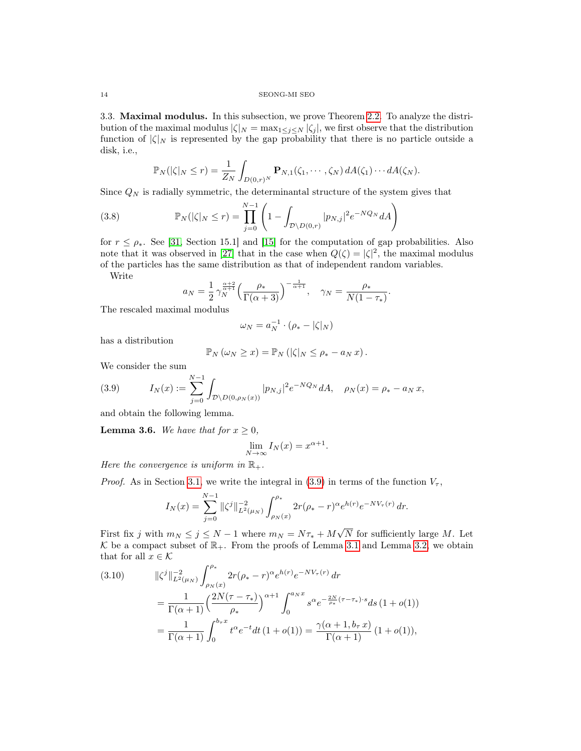3.3. **Maximal modulus.** In this subsection, we prove Theorem 2.2. To analyze the distribution of the maximal modulus $|\zeta|_N = \max_{1\le j\le N}|\zeta_j|$, we first observe that the distribution function of $|\zeta|_N$ is represented by the gap probability that there is no particle outside a disk, i.e.,

$$\mathbb{P}_N(|\zeta|_N \le r) = \frac{1}{Z_N}\int_{D(0,r)^N} \mathbf{P}_{N,1}(\zeta_1,\cdots,\zeta_N)\,dA(\zeta_1)\cdots dA(\zeta_N).$$

Since $Q_N$ is radially symmetric, the determinantal structure of the system gives that

$$\mathbb{P}_N(|\zeta|_N \le r) = \prod_{j=0}^{N-1}\left(1-\int_{\mathcal{D}\setminus D(0,r)} |p_{N,j}|^2 e^{-NQ_N}dA\right) \tag{3.8}$$

for $r\le \rho_*$. See [31, Section 15.1] and [15] for the computation of gap probabilities. Also note that it was observed in [27] that in the case when $Q(\zeta)=|\zeta|^2$, the maximal modulus of the particles has the same distribution as that of independent random variables.

Write

$$a_N = \frac{1}{2}\gamma_N^{\frac{\alpha+2}{\alpha+1}}\Big(\frac{\rho_*}{\Gamma(\alpha+3)}\Big)^{-\frac{1}{\alpha+1}}, \quad \gamma_N = \frac{\rho_*}{N(1-\tau_*)}.$$

The rescaled maximal modulus

$$\omega_N = a_N^{-1}\cdot(\rho_* - |\zeta|_N)$$

has a distribution

$$\mathbb{P}_N\left(\omega_N \ge x\right) = \mathbb{P}_N\left(|\zeta|_N \le \rho_* - a_N\, x\right).$$

We consider the sum

$$I_N(x) := \sum_{j=0}^{N-1}\int_{\mathcal{D}\setminus D(0,\rho_N(x))} |p_{N,j}|^2 e^{-NQ_N}dA, \quad \rho_N(x) = \rho_* - a_N\,x, \tag{3.9}$$

and obtain the following lemma.

**Lemma 3.6.** *We have that for $x\ge 0$,*

$$\lim_{N\to\infty} I_N(x) = x^{\alpha+1}.$$

*Here the convergence is uniform in $\mathbb{R}_+$.*

*Proof.* As in Section 3.1, we write the integral in (3.9) in terms of the function $V_\tau$,

$$I_N(x) = \sum_{j=0}^{N-1}\|\zeta^j\|^{-2}_{L^2(\mu_N)}\int_{\rho_N(x)}^{\rho_*} 2r(\rho_*-r)^\alpha e^{h(r)}e^{-NV_\tau(r)}\,dr.$$

First fix $j$ with $m_N\le j\le N-1$ where $m_N = N\tau_* + M\sqrt{N}$ for sufficiently large $M$. Let $\mathcal{K}$ be a compact subset of $\mathbb{R}_+$. From the proofs of Lemma 3.1 and Lemma 3.2, we obtain that for all $x\in\mathcal{K}$

$$\begin{aligned}
&\|\zeta^j\|^{-2}_{L^2(\mu_N)}\int_{\rho_N(x)}^{\rho_*} 2r(\rho_*-r)^\alpha e^{h(r)}e^{-NV_\tau(r)}\,dr \\
&= \frac{1}{\Gamma(\alpha+1)}\Big(\frac{2N(\tau-\tau_*)}{\rho_*}\Big)^{\alpha+1}\int_0^{a_N x} s^\alpha e^{-\frac{2N}{\rho_*}(\tau-\tau_*)\cdot s}ds\,(1+o(1)) \\
&= \frac{1}{\Gamma(\alpha+1)}\int_0^{b_\tau x} t^\alpha e^{-t}dt\,(1+o(1)) = \frac{\gamma(\alpha+1,b_\tau\, x)}{\Gamma(\alpha+1)}\,(1+o(1)),
\end{aligned} \tag{3.10}$$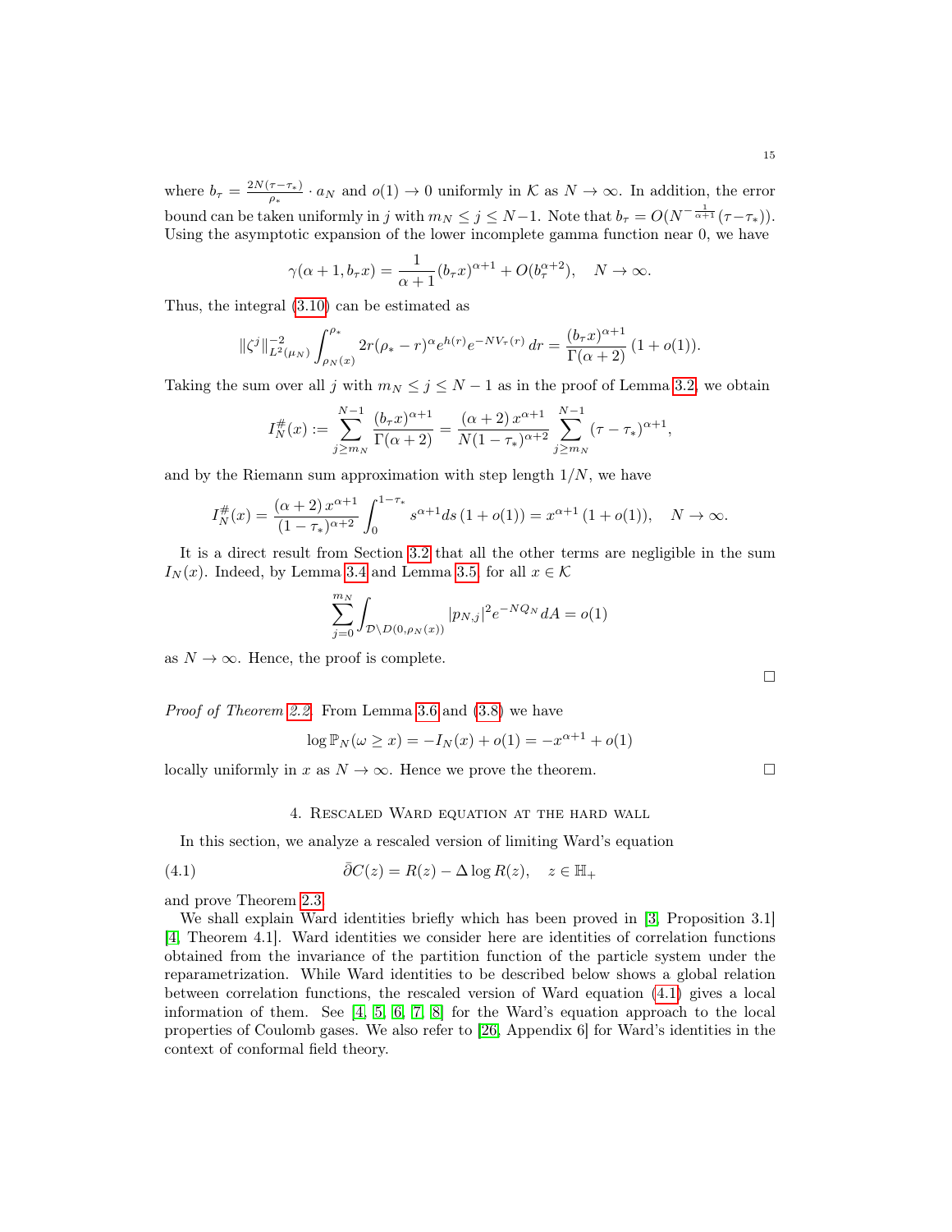where $b_\tau = \frac{2N(\tau-\tau_*)}{\rho_*} \cdot a_N$ and $o(1) \to 0$ uniformly in $\mathcal{K}$ as $N \to \infty$. In addition, the error bound can be taken uniformly in $j$ with $m_N \le j \le N-1$. Note that $b_\tau = O(N^{-\frac{1}{\alpha+1}}(\tau-\tau_*))$. Using the asymptotic expansion of the lower incomplete gamma function near 0, we have

$$\gamma(\alpha+1, b_\tau x) = \frac{1}{\alpha+1}(b_\tau x)^{\alpha+1} + O(b_\tau^{\alpha+2}), \quad N \to \infty.$$

Thus, the integral (3.10) can be estimated as

$$\|\zeta^j\|^{-2}_{L^2(\mu_N)} \int_{\rho_N(x)}^{\rho_*} 2r(\rho_*-r)^\alpha e^{h(r)} e^{-NV_\tau(r)}\, dr = \frac{(b_\tau x)^{\alpha+1}}{\Gamma(\alpha+2)}\,(1+o(1)).$$

Taking the sum over all $j$ with $m_N \le j \le N-1$ as in the proof of Lemma 3.2, we obtain

$$I_N^{\#}(x) := \sum_{j \ge m_N}^{N-1} \frac{(b_\tau x)^{\alpha+1}}{\Gamma(\alpha+2)} = \frac{(\alpha+2)\, x^{\alpha+1}}{N(1-\tau_*)^{\alpha+2}} \sum_{j\ge m_N}^{N-1} (\tau-\tau_*)^{\alpha+1},$$

and by the Riemann sum approximation with step length $1/N$, we have

$$I_N^{\#}(x) = \frac{(\alpha+2)\, x^{\alpha+1}}{(1-\tau_*)^{\alpha+2}} \int_0^{1-\tau_*} s^{\alpha+1} ds\,(1+o(1)) = x^{\alpha+1}\,(1+o(1)), \quad N \to \infty.$$

It is a direct result from Section 3.2 that all the other terms are negligible in the sum $I_N(x)$. Indeed, by Lemma 3.4 and Lemma 3.5, for all $x \in \mathcal{K}$

$$\sum_{j=0}^{m_N} \int_{\mathcal{D}\setminus D(0,\rho_N(x))} |p_{N,j}|^2 e^{-NQ_N} dA = o(1)$$

as $N \to \infty$. Hence, the proof is complete. □

*Proof of Theorem 2.2.* From Lemma 3.6 and (3.8) we have

$$\log \mathbb{P}_N(\omega \ge x) = -I_N(x) + o(1) = -x^{\alpha+1} + o(1)$$

locally uniformly in $x$ as $N \to \infty$. Hence we prove the theorem. □

## 4. Rescaled Ward equation at the hard wall

In this section, we analyze a rescaled version of limiting Ward's equation

$$\bar\partial C(z) = R(z) - \Delta \log R(z), \quad z \in \mathbb{H}_+ \tag{4.1}$$

and prove Theorem 2.3.

We shall explain Ward identities briefly which has been proved in [3, Proposition 3.1] [4, Theorem 4.1]. Ward identities we consider here are identities of correlation functions obtained from the invariance of the partition function of the particle system under the reparametrization. While Ward identities to be described below shows a global relation between correlation functions, the rescaled version of Ward equation (4.1) gives a local information of them. See [4, 5, 6, 7, 8] for the Ward's equation approach to the local properties of Coulomb gases. We also refer to [26, Appendix 6] for Ward's identities in the context of conformal field theory.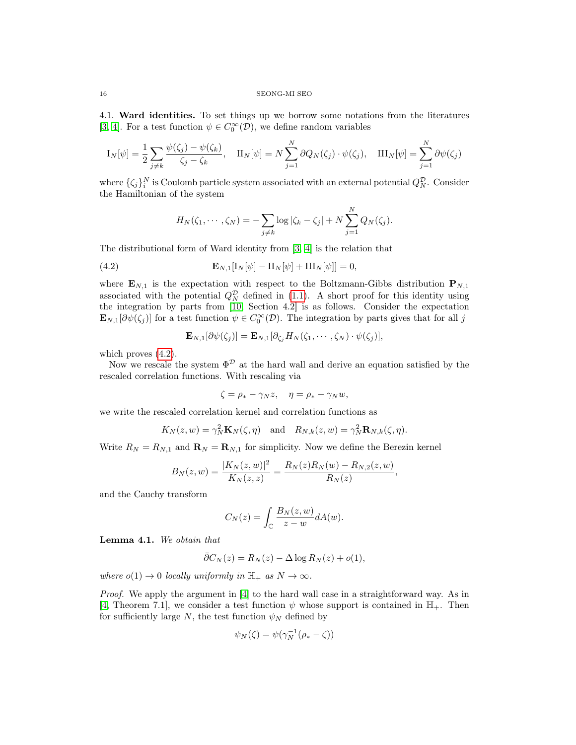4.1. **Ward identities.** To set things up we borrow some notations from the literatures [3, 4]. For a test function $\psi \in C_0^\infty(\mathcal{D})$, we define random variables

$$\mathrm{I}_N[\psi] = \frac{1}{2}\sum_{j\neq k} \frac{\psi(\zeta_j)-\psi(\zeta_k)}{\zeta_j-\zeta_k}, \quad \mathrm{II}_N[\psi] = N\sum_{j=1}^N \partial Q_N(\zeta_j)\cdot\psi(\zeta_j), \quad \mathrm{III}_N[\psi] = \sum_{j=1}^N \partial\psi(\zeta_j)$$

where $\{\zeta_j\}_i^N$ is Coulomb particle system associated with an external potential $Q_N^{\mathcal{D}}$. Consider the Hamiltonian of the system

$$H_N(\zeta_1,\cdots,\zeta_N) = -\sum_{j\neq k}\log|\zeta_k-\zeta_j| + N\sum_{j=1}^N Q_N(\zeta_j).$$

The distributional form of Ward identity from [3, 4] is the relation that

$$\mathbf{E}_{N,1}[\mathrm{I}_N[\psi]-\mathrm{II}_N[\psi]+\mathrm{III}_N[\psi]] = 0, \tag{4.2}$$

where $\mathbf{E}_{N,1}$ is the expectation with respect to the Boltzmann-Gibbs distribution $\mathbf{P}_{N,1}$ associated with the potential $Q_N^{\mathcal{D}}$ defined in (1.1). A short proof for this identity using the integration by parts from [10, Section 4.2] is as follows. Consider the expectation $\mathbf{E}_{N,1}[\partial\psi(\zeta_j)]$ for a test function $\psi \in C_0^\infty(\mathcal{D})$. The integration by parts gives that for all $j$

$$\mathbf{E}_{N,1}[\partial\psi(\zeta_j)] = \mathbf{E}_{N,1}[\partial_{\zeta_j}H_N(\zeta_1,\cdots,\zeta_N)\cdot\psi(\zeta_j)],$$

which proves (4.2).

Now we rescale the system $\Phi^{\mathcal{D}}$ at the hard wall and derive an equation satisfied by the rescaled correlation functions. With rescaling via

$$\zeta = \rho_* - \gamma_N z, \quad \eta = \rho_* - \gamma_N w,$$

we write the rescaled correlation kernel and correlation functions as

$$K_N(z,w) = \gamma_N^2 \mathbf{K}_N(\zeta,\eta) \quad \text{and} \quad R_{N,k}(z,w) = \gamma_N^2\mathbf{R}_{N,k}(\zeta,\eta).$$

Write $R_N = R_{N,1}$ and $\mathbf{R}_N = \mathbf{R}_{N,1}$ for simplicity. Now we define the Berezin kernel

$$B_N(z,w) = \frac{|K_N(z,w)|^2}{K_N(z,z)} = \frac{R_N(z)R_N(w)-R_{N,2}(z,w)}{R_N(z)},$$

and the Cauchy transform

$$C_N(z) = \int_{\mathbb{C}} \frac{B_N(z,w)}{z-w}\,dA(w).$$

**Lemma 4.1.** *We obtain that*

$$\bar\partial C_N(z) = R_N(z) - \Delta\log R_N(z) + o(1),$$

*where $o(1)\to 0$ locally uniformly in $\mathbb{H}_+$ as $N\to\infty$.*

*Proof.* We apply the argument in [4] to the hard wall case in a straightforward way. As in [4, Theorem 7.1], we consider a test function $\psi$ whose support is contained in $\mathbb{H}_+$. Then for sufficiently large $N$, the test function $\psi_N$ defined by

$$\psi_N(\zeta) = \psi(\gamma_N^{-1}(\rho_*-\zeta))$$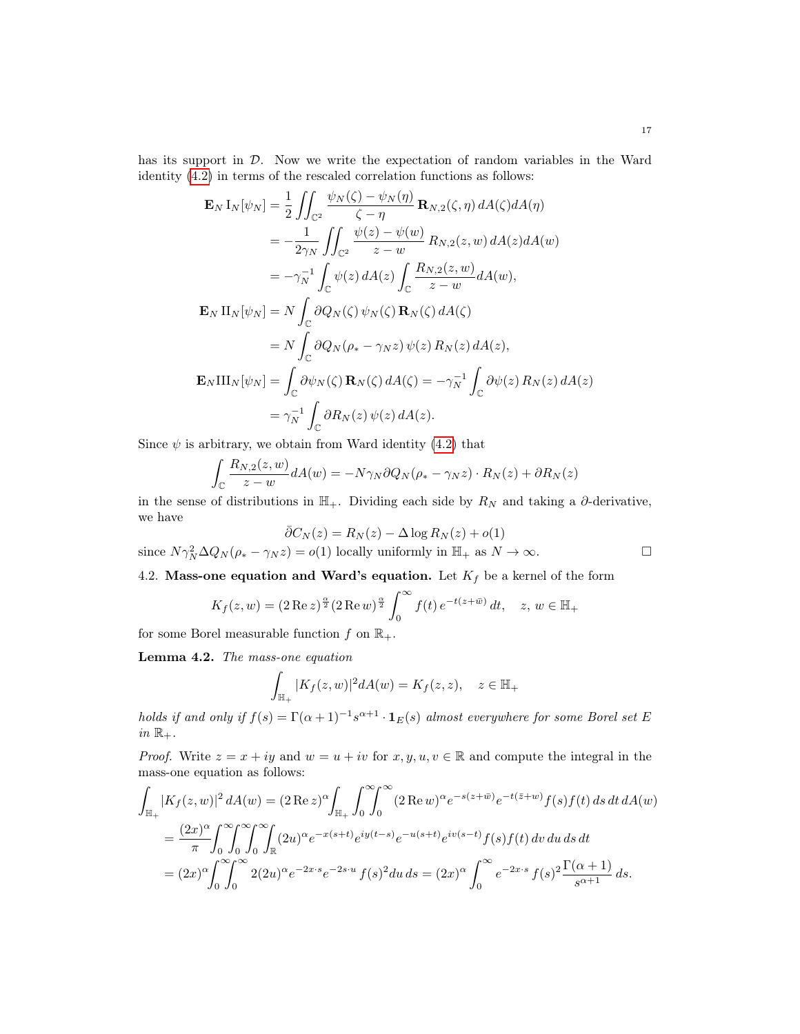has its support in $\mathcal{D}$. Now we write the expectation of random variables in the Ward identity (4.2) in terms of the rescaled correlation functions as follows:

$$
\begin{aligned}
\mathbf{E}_N \, \mathrm{I}_N[\psi_N] &= \frac{1}{2} \iint_{\mathbb{C}^2} \frac{\psi_N(\zeta) - \psi_N(\eta)}{\zeta - \eta} \, \mathbf{R}_{N,2}(\zeta, \eta) \, dA(\zeta) dA(\eta) \\
&= -\frac{1}{2\gamma_N} \iint_{\mathbb{C}^2} \frac{\psi(z) - \psi(w)}{z - w} \, R_{N,2}(z, w) \, dA(z) dA(w) \\
&= -\gamma_N^{-1} \int_{\mathbb{C}} \psi(z) \, dA(z) \int_{\mathbb{C}} \frac{R_{N,2}(z,w)}{z-w} dA(w), \\
\mathbf{E}_N \, \mathrm{II}_N[\psi_N] &= N \int_{\mathbb{C}} \partial Q_N(\zeta) \, \psi_N(\zeta) \, \mathbf{R}_N(\zeta) \, dA(\zeta) \\
&= N \int_{\mathbb{C}} \partial Q_N(\rho_* - \gamma_N z) \, \psi(z) \, R_N(z) \, dA(z), \\
\mathbf{E}_N \mathrm{III}_N[\psi_N] &= \int_{\mathbb{C}} \partial \psi_N(\zeta) \, \mathbf{R}_N(\zeta) \, dA(\zeta) = -\gamma_N^{-1} \int_{\mathbb{C}} \partial \psi(z) \, R_N(z) \, dA(z) \\
&= \gamma_N^{-1} \int_{\mathbb{C}} \partial R_N(z) \, \psi(z) \, dA(z).
\end{aligned}
$$

Since $\psi$ is arbitrary, we obtain from Ward identity (4.2) that

$$
\int_{\mathbb{C}} \frac{R_{N,2}(z,w)}{z-w} dA(w) = -N\gamma_N \partial Q_N(\rho_* - \gamma_N z) \cdot R_N(z) + \partial R_N(z)
$$

in the sense of distributions in $\mathbb{H}_+$. Dividing each side by $R_N$ and taking a $\partial$-derivative, we have

$$
\bar{\partial} C_N(z) = R_N(z) - \Delta \log R_N(z) + o(1)
$$

since $N\gamma_N^2 \Delta Q_N(\rho_* - \gamma_N z) = o(1)$ locally uniformly in $\mathbb{H}_+$ as $N \to \infty$. $\square$

4.2. **Mass-one equation and Ward's equation.** Let $K_f$ be a kernel of the form

$$
K_f(z,w) = (2 \operatorname{Re} z)^{\frac{\alpha}{2}} (2 \operatorname{Re} w)^{\frac{\alpha}{2}} \int_0^\infty f(t) \, e^{-t(z + \bar{w})} \, dt, \quad z, w \in \mathbb{H}_+
$$

for some Borel measurable function $f$ on $\mathbb{R}_+$.

**Lemma 4.2.** *The mass-one equation*

$$
\int_{\mathbb{H}_+} |K_f(z,w)|^2 dA(w) = K_f(z,z), \quad z \in \mathbb{H}_+
$$

*holds if and only if $f(s) = \Gamma(\alpha+1)^{-1} s^{\alpha+1} \cdot \mathbf{1}_E(s)$ almost everywhere for some Borel set $E$ in $\mathbb{R}_+$.*

*Proof.* Write $z = x + iy$ and $w = u + iv$ for $x, y, u, v \in \mathbb{R}$ and compute the integral in the mass-one equation as follows:

$$
\begin{aligned}
\int_{\mathbb{H}_+} |K_f(z,w)|^2 \, dA(w) &= (2 \operatorname{Re} z)^\alpha \int_{\mathbb{H}_+} \int_0^\infty \int_0^\infty (2 \operatorname{Re} w)^\alpha e^{-s(z + \bar{w})} e^{-t(\bar{z} + w)} f(s) f(t) \, ds \, dt \, dA(w) \\
&= \frac{(2x)^\alpha}{\pi} \int_0^\infty \int_0^\infty \int_0^\infty \int_{\mathbb{R}} (2u)^\alpha e^{-x(s+t)} e^{iy(t-s)} e^{-u(s+t)} e^{iv(s-t)} f(s) f(t) \, dv \, du \, ds \, dt \\
&= (2x)^\alpha \int_0^\infty \int_0^\infty 2(2u)^\alpha e^{-2x \cdot s} e^{-2s \cdot u} \, f(s)^2 du \, ds = (2x)^\alpha \int_0^\infty e^{-2x \cdot s} \, f(s)^2 \frac{\Gamma(\alpha+1)}{s^{\alpha+1}} \, ds.
\end{aligned}
$$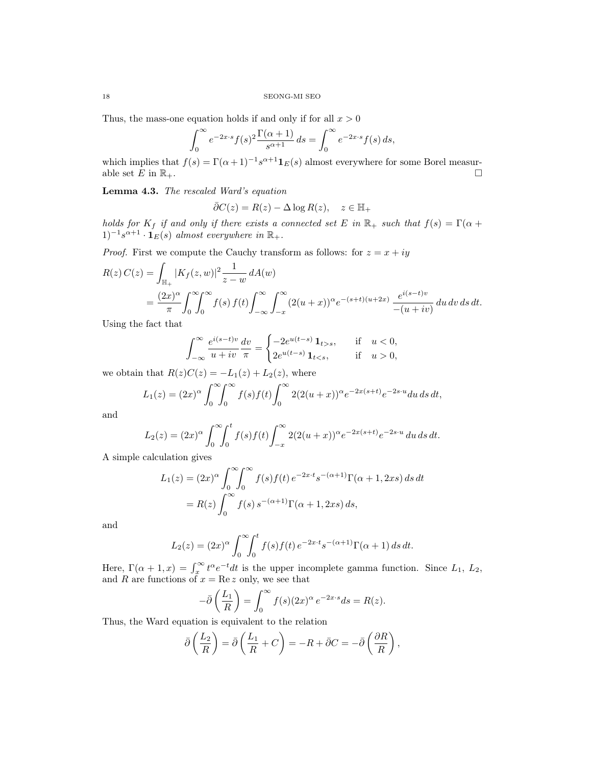Thus, the mass-one equation holds if and only if for all $x > 0$

$$\int_0^\infty e^{-2x\cdot s} f(s)^2 \frac{\Gamma(\alpha+1)}{s^{\alpha+1}}\, ds = \int_0^\infty e^{-2x\cdot s} f(s)\, ds,$$

which implies that $f(s) = \Gamma(\alpha+1)^{-1} s^{\alpha+1} \mathbf{1}_E(s)$ almost everywhere for some Borel measurable set $E$ in $\mathbb{R}_+$. $\square$

**Lemma 4.3.** *The rescaled Ward's equation*

$$\bar\partial C(z) = R(z) - \Delta \log R(z), \quad z \in \mathbb{H}_+$$

*holds for $K_f$ if and only if there exists a connected set $E$ in $\mathbb{R}_+$ such that $f(s) = \Gamma(\alpha+1)^{-1} s^{\alpha+1} \cdot \mathbf{1}_E(s)$ almost everywhere in $\mathbb{R}_+$.*

*Proof.* First we compute the Cauchy transform as follows: for $z = x + iy$

$$\begin{aligned}
R(z)\, C(z) &= \int_{\mathbb{H}_+} |K_f(z,w)|^2 \frac{1}{z-w}\, dA(w) \\
&= \frac{(2x)^\alpha}{\pi} \int_0^\infty \!\! \int_0^\infty f(s)\, f(t) \int_{-\infty}^\infty \int_{-x}^\infty (2(u+x))^\alpha e^{-(s+t)(u+2x)}\ \frac{e^{i(s-t)v}}{-(u+iv)}\, du\, dv\, ds\, dt.
\end{aligned}$$

Using the fact that

$$\int_{-\infty}^\infty \frac{e^{i(s-t)v}}{u+iv} \frac{dv}{\pi} = \begin{cases} -2e^{u(t-s)}\, \mathbf{1}_{t>s}, & \text{if} \quad u < 0, \\ 2e^{u(t-s)}\, \mathbf{1}_{t<s}, & \text{if} \quad u > 0, \end{cases}$$

we obtain that $R(z)C(z) = -L_1(z) + L_2(z)$, where

$$L_1(z) = (2x)^\alpha \int_0^\infty \!\! \int_0^\infty f(s) f(t) \int_0^\infty 2(2(u+x))^\alpha e^{-2x(s+t)} e^{-2s\cdot u} du\, ds\, dt,$$

and

$$L_2(z) = (2x)^\alpha \int_0^\infty \!\! \int_0^t f(s) f(t) \int_{-x}^\infty 2(2(u+x))^\alpha e^{-2x(s+t)} e^{-2s\cdot u}\, du\, ds\, dt.$$

A simple calculation gives

$$\begin{aligned}
L_1(z) &= (2x)^\alpha \int_0^\infty \!\! \int_0^\infty f(s) f(t)\, e^{-2x\cdot t} s^{-(\alpha+1)} \Gamma(\alpha+1, 2xs)\, ds\, dt \\
&= R(z) \int_0^\infty f(s)\, s^{-(\alpha+1)} \Gamma(\alpha+1, 2xs)\, ds,
\end{aligned}$$

and

$$L_2(z) = (2x)^\alpha \int_0^\infty \!\! \int_0^t f(s) f(t)\, e^{-2x\cdot t} s^{-(\alpha+1)} \Gamma(\alpha+1)\, ds\, dt.$$

Here, $\Gamma(\alpha+1, x) = \int_x^\infty t^\alpha e^{-t} dt$ is the upper incomplete gamma function. Since $L_1$, $L_2$, and $R$ are functions of $x = \operatorname{Re} z$ only, we see that

$$-\bar\partial\left(\frac{L_1}{R}\right) = \int_0^\infty f(s) (2x)^\alpha\, e^{-2x\cdot s} ds = R(z).$$

Thus, the Ward equation is equivalent to the relation

$$\bar\partial\left(\frac{L_2}{R}\right) = \bar\partial\left(\frac{L_1}{R} + C\right) = -R + \bar\partial C = -\bar\partial\left(\frac{\partial R}{R}\right),$$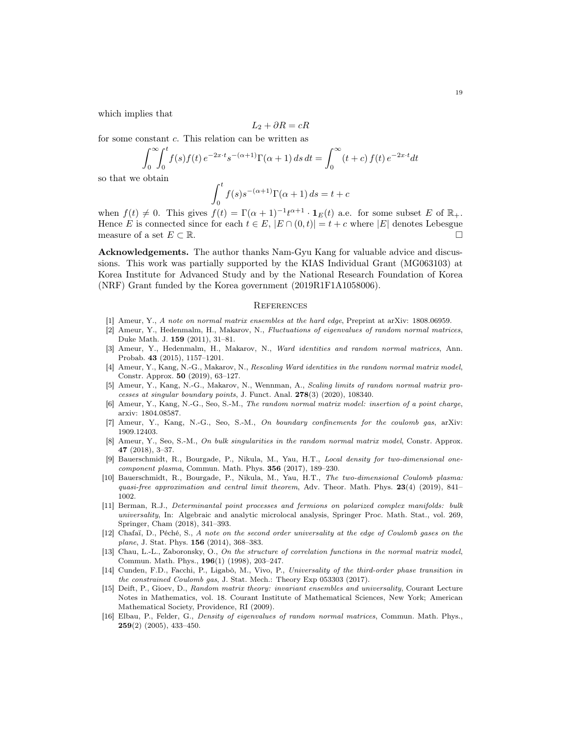which implies that

$$L_2 + \partial R = cR$$

for some constant $c$. This relation can be written as

$$\int_0^\infty \int_0^t f(s)f(t)\, e^{-2x\cdot t} s^{-(\alpha+1)} \Gamma(\alpha+1)\, ds\, dt = \int_0^\infty (t+c)\, f(t)\, e^{-2x\cdot t} dt$$

so that we obtain

$$\int_0^t f(s) s^{-(\alpha+1)} \Gamma(\alpha+1)\, ds = t + c$$

when $f(t) \neq 0$. This gives $f(t) = \Gamma(\alpha+1)^{-1} t^{\alpha+1} \cdot \mathbf{1}_E(t)$ a.e. for some subset $E$ of $\mathbb{R}_+$. Hence $E$ is connected since for each $t \in E$, $|E \cap (0,t)| = t + c$ where $|E|$ denotes Lebesgue measure of a set $E \subset \mathbb{R}$. □

**Acknowledgements.** The author thanks Nam-Gyu Kang for valuable advice and discussions. This work was partially supported by the KIAS Individual Grant (MG063103) at Korea Institute for Advanced Study and by the National Research Foundation of Korea (NRF) Grant funded by the Korea government (2019R1F1A1058006).

## References

[1] Ameur, Y., *A note on normal matrix ensembles at the hard edge*, Preprint at arXiv: 1808.06959.

[2] Ameur, Y., Hedenmalm, H., Makarov, N., *Fluctuations of eigenvalues of random normal matrices*, Duke Math. J. **159** (2011), 31–81.

[3] Ameur, Y., Hedenmalm, H., Makarov, N., *Ward identities and random normal matrices*, Ann. Probab. **43** (2015), 1157–1201.

[4] Ameur, Y., Kang, N.-G., Makarov, N., *Rescaling Ward identities in the random normal matrix model*, Constr. Approx. **50** (2019), 63–127.

[5] Ameur, Y., Kang, N.-G., Makarov, N., Wennman, A., *Scaling limits of random normal matrix processes at singular boundary points*, J. Funct. Anal. **278**(3) (2020), 108340.

[6] Ameur, Y., Kang, N.-G., Seo, S.-M., *The random normal matrix model: insertion of a point charge*, arxiv: 1804.08587.

[7] Ameur, Y., Kang, N.-G., Seo, S.-M., *On boundary confinements for the coulomb gas*, arXiv: 1909.12403.

[8] Ameur, Y., Seo, S.-M., *On bulk singularities in the random normal matrix model*, Constr. Approx. **47** (2018), 3–37.

[9] Bauerschmidt, R., Bourgade, P., Nikula, M., Yau, H.T., *Local density for two-dimensional one-component plasma*, Commun. Math. Phys. **356** (2017), 189–230.

[10] Bauerschmidt, R., Bourgade, P., Nikula, M., Yau, H.T., *The two-dimensional Coulomb plasma: quasi-free approximation and central limit theorem*, Adv. Theor. Math. Phys. **23**(4) (2019), 841–1002.

[11] Berman, R.J., *Determinantal point processes and fermions on polarized complex manifolds: bulk universality*, In: Algebraic and analytic microlocal analysis, Springer Proc. Math. Stat., vol. 269, Springer, Cham (2018), 341–393.

[12] Chafaï, D., Péché, S., *A note on the second order universality at the edge of Coulomb gases on the plane*, J. Stat. Phys. **156** (2014), 368–383.

[13] Chau, L.-L., Zaboronsky, O., *On the structure of correlation functions in the normal matrix model*, Commun. Math. Phys., **196**(1) (1998), 203–247.

[14] Cunden, F.D., Facchi, P., Ligabò, M., Vivo, P., *Universality of the third-order phase transition in the constrained Coulomb gas*, J. Stat. Mech.: Theory Exp 053303 (2017).

[15] Deift, P., Gioev, D., *Random matrix theory: invariant ensembles and universality*, Courant Lecture Notes in Mathematics, vol. 18. Courant Institute of Mathematical Sciences, New York; American Mathematical Society, Providence, RI (2009).

[16] Elbau, P., Felder, G., *Density of eigenvalues of random normal matrices*, Commun. Math. Phys., **259**(2) (2005), 433–450.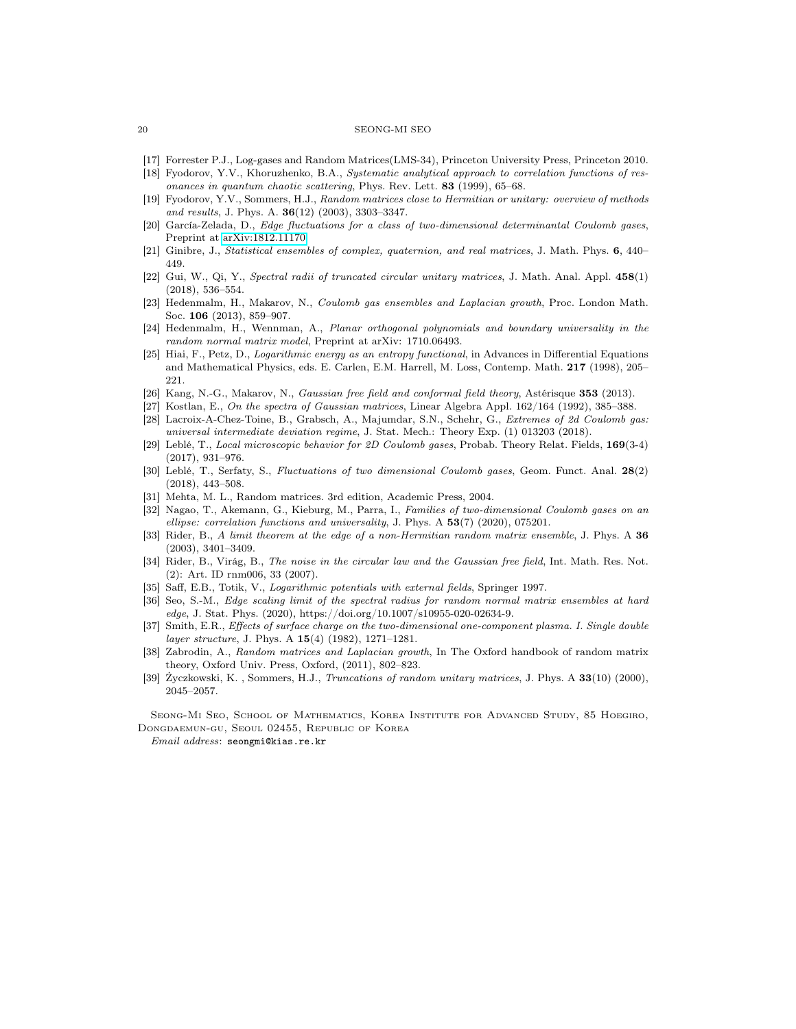[17] Forrester P.J., Log-gases and Random Matrices(LMS-34), Princeton University Press, Princeton 2010.

[18] Fyodorov, Y.V., Khoruzhenko, B.A., *Systematic analytical approach to correlation functions of resonances in quantum chaotic scattering*, Phys. Rev. Lett. **83** (1999), 65–68.

[19] Fyodorov, Y.V., Sommers, H.J., *Random matrices close to Hermitian or unitary: overview of methods and results*, J. Phys. A. **36**(12) (2003), 3303–3347.

[20] García-Zelada, D., *Edge fluctuations for a class of two-dimensional determinantal Coulomb gases*, Preprint at arXiv:1812.11170.

[21] Ginibre, J., *Statistical ensembles of complex, quaternion, and real matrices*, J. Math. Phys. **6**, 440–449.

[22] Gui, W., Qi, Y., *Spectral radii of truncated circular unitary matrices*, J. Math. Anal. Appl. **458**(1) (2018), 536–554.

[23] Hedenmalm, H., Makarov, N., *Coulomb gas ensembles and Laplacian growth*, Proc. London Math. Soc. **106** (2013), 859–907.

[24] Hedenmalm, H., Wennman, A., *Planar orthogonal polynomials and boundary universality in the random normal matrix model*, Preprint at arXiv: 1710.06493.

[25] Hiai, F., Petz, D., *Logarithmic energy as an entropy functional*, in Advances in Differential Equations and Mathematical Physics, eds. E. Carlen, E.M. Harrell, M. Loss, Contemp. Math. **217** (1998), 205–221.

[26] Kang, N.-G., Makarov, N., *Gaussian free field and conformal field theory*, Astérisque **353** (2013).

[27] Kostlan, E., *On the spectra of Gaussian matrices*, Linear Algebra Appl. 162/164 (1992), 385–388.

[28] Lacroix-A-Chez-Toine, B., Grabsch, A., Majumdar, S.N., Schehr, G., *Extremes of 2d Coulomb gas: universal intermediate deviation regime*, J. Stat. Mech.: Theory Exp. (1) 013203 (2018).

[29] Leblé, T., *Local microscopic behavior for 2D Coulomb gases*, Probab. Theory Relat. Fields, **169**(3-4) (2017), 931–976.

[30] Leblé, T., Serfaty, S., *Fluctuations of two dimensional Coulomb gases*, Geom. Funct. Anal. **28**(2) (2018), 443–508.

[31] Mehta, M. L., Random matrices. 3rd edition, Academic Press, 2004.

[32] Nagao, T., Akemann, G., Kieburg, M., Parra, I., *Families of two-dimensional Coulomb gases on an ellipse: correlation functions and universality*, J. Phys. A **53**(7) (2020), 075201.

[33] Rider, B., *A limit theorem at the edge of a non-Hermitian random matrix ensemble*, J. Phys. A **36** (2003), 3401–3409.

[34] Rider, B., Virág, B., *The noise in the circular law and the Gaussian free field*, Int. Math. Res. Not. (2): Art. ID rnm006, 33 (2007).

[35] Saff, E.B., Totik, V., *Logarithmic potentials with external fields*, Springer 1997.

[36] Seo, S.-M., *Edge scaling limit of the spectral radius for random normal matrix ensembles at hard edge*, J. Stat. Phys. (2020), https://doi.org/10.1007/s10955-020-02634-9.

[37] Smith, E.R., *Effects of surface charge on the two-dimensional one-component plasma. I. Single double layer structure*, J. Phys. A **15**(4) (1982), 1271–1281.

[38] Zabrodin, A., *Random matrices and Laplacian growth*, In The Oxford handbook of random matrix theory, Oxford Univ. Press, Oxford, (2011), 802–823.

[39] Życzkowski, K. , Sommers, H.J., *Truncations of random unitary matrices*, J. Phys. A **33**(10) (2000), 2045–2057.

Seong-Mi Seo, School of Mathematics, Korea Institute for Advanced Study, 85 Hoegiro, Dongdaemun-gu, Seoul 02455, Republic of Korea

*Email address*: seongmi@kias.re.kr